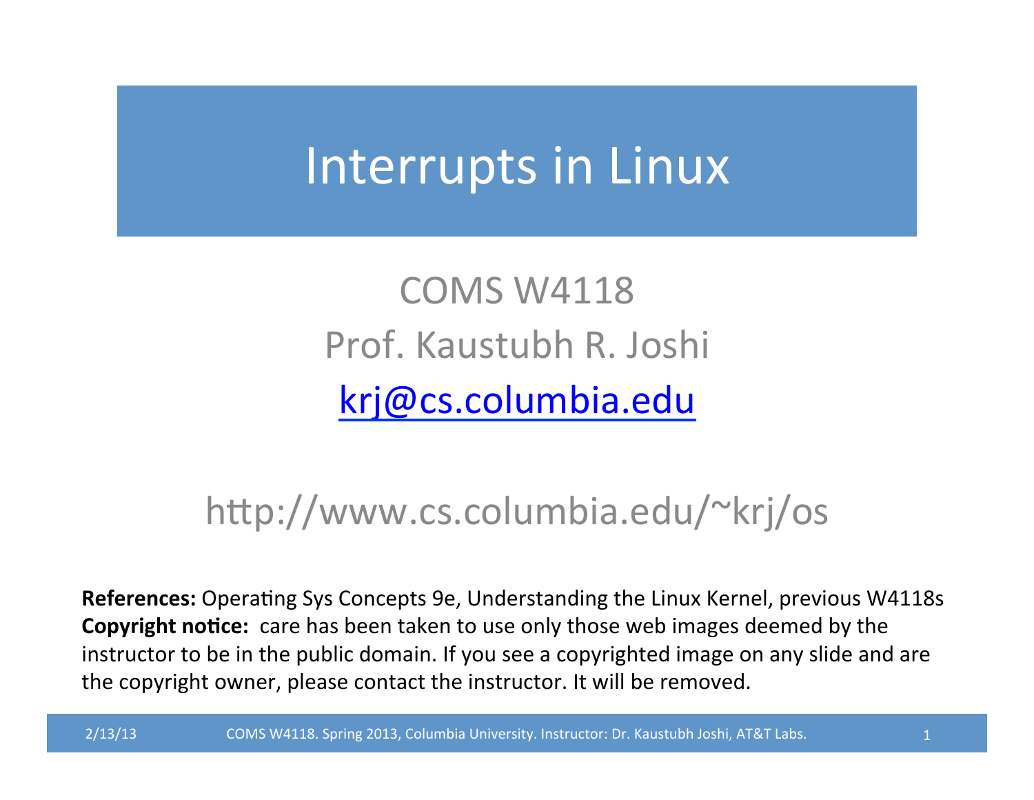# Interrupts in Linux

COMS W4118

Prof. Kaustubh R. Joshi

krj@cs.columbia.edu

http://www.cs.columbia.edu/~krj/os

**References:** Operating Sys Concepts 9e, Understanding the Linux Kernel, previous W4118s

**Copyright notice:** care has been taken to use only those web images deemed by the instructor to be in the public domain. If you see a copyrighted image on any slide and are the copyright owner, please contact the instructor. It will be removed.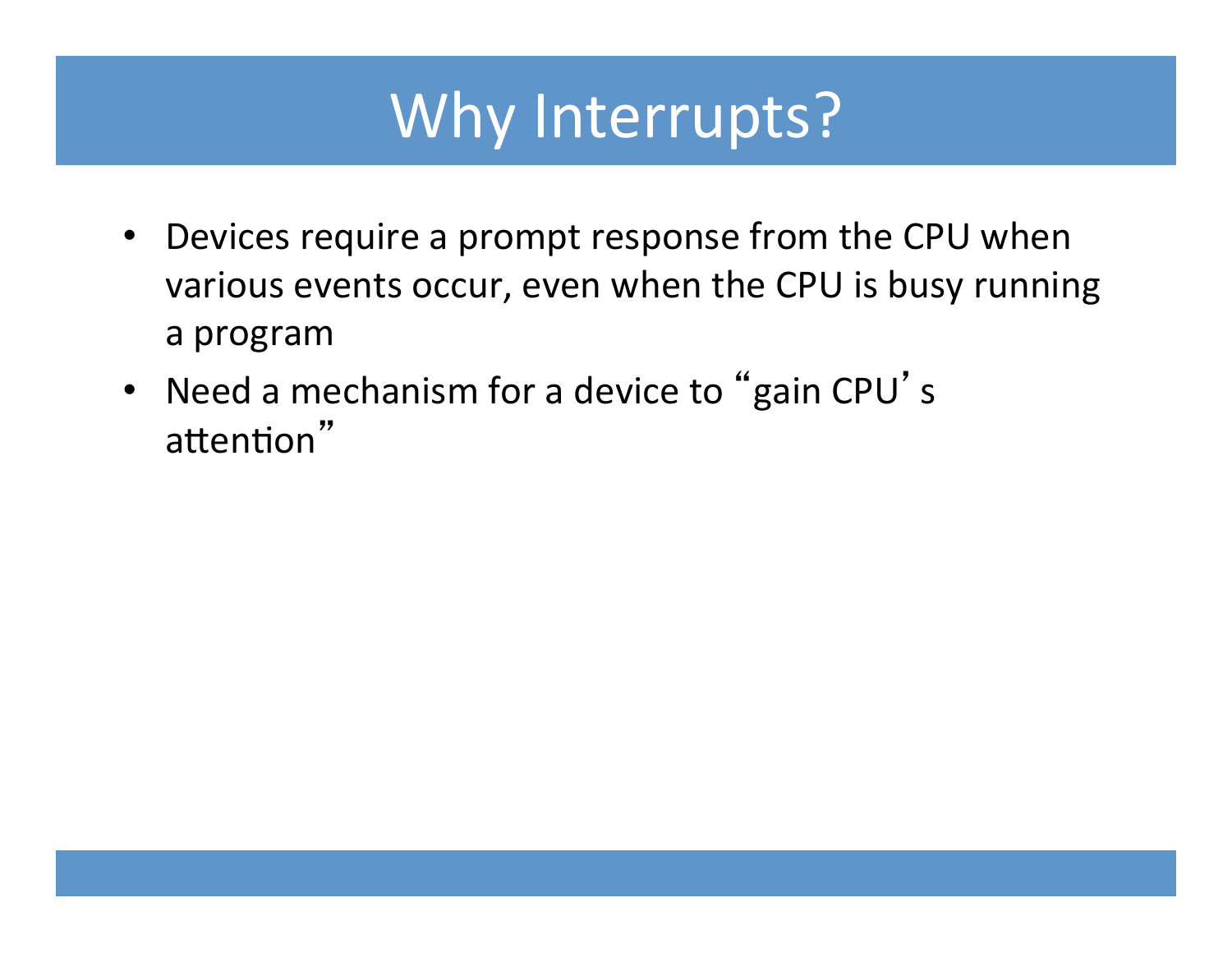# Why Interrupts?

- Devices require a prompt response from the CPU when various events occur, even when the CPU is busy running a program
- Need a mechanism for a device to "gain CPU's attention"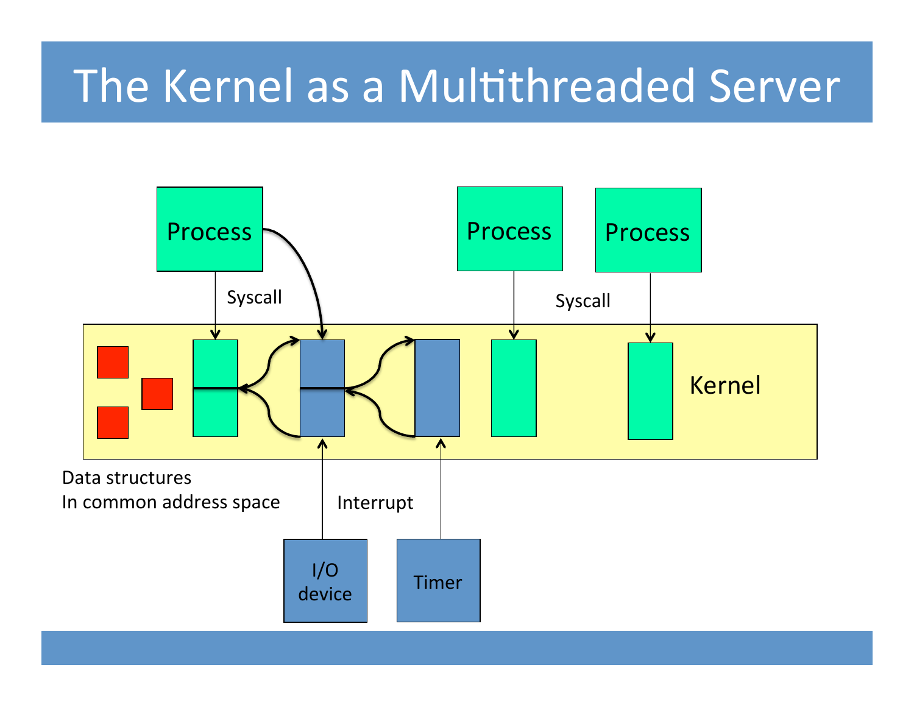# The Kernel as a Multithreaded Server

Process

Process

Process

Syscall

Syscall

Kernel

Data structures
In common address space

Interrupt

I/O device

Timer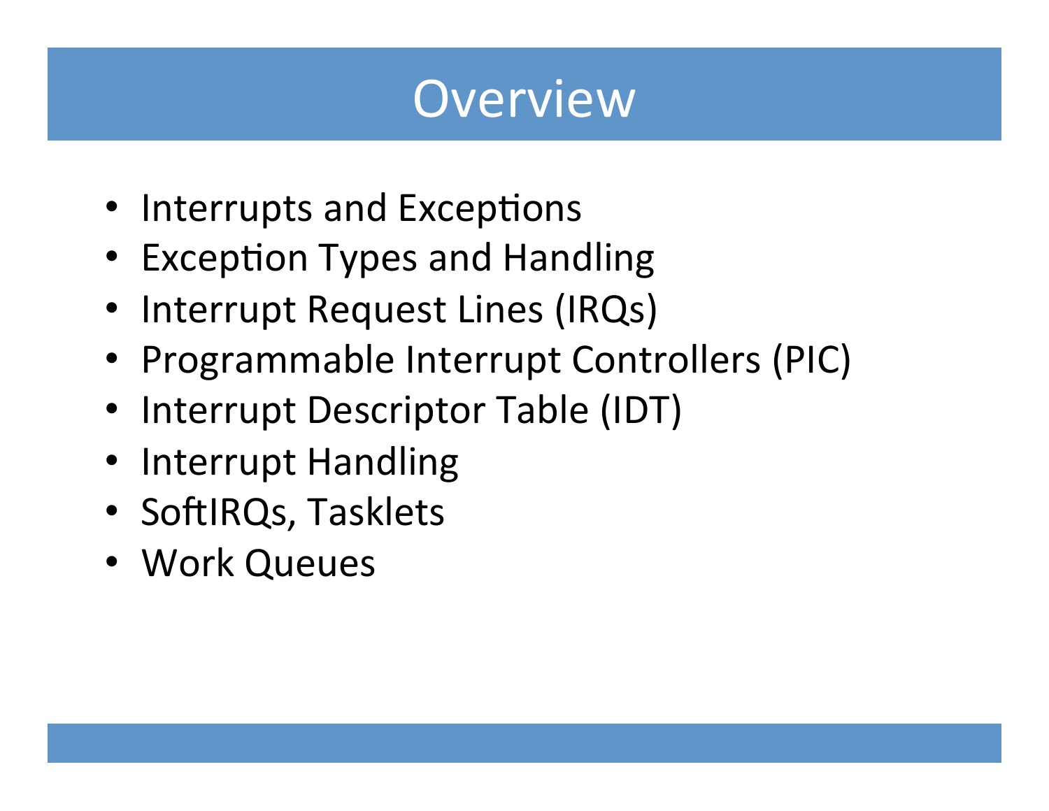# Overview

- Interrupts and Exceptions
- Exception Types and Handling
- Interrupt Request Lines (IRQs)
- Programmable Interrupt Controllers (PIC)
- Interrupt Descriptor Table (IDT)
- Interrupt Handling
- SoftIRQs, Tasklets
- Work Queues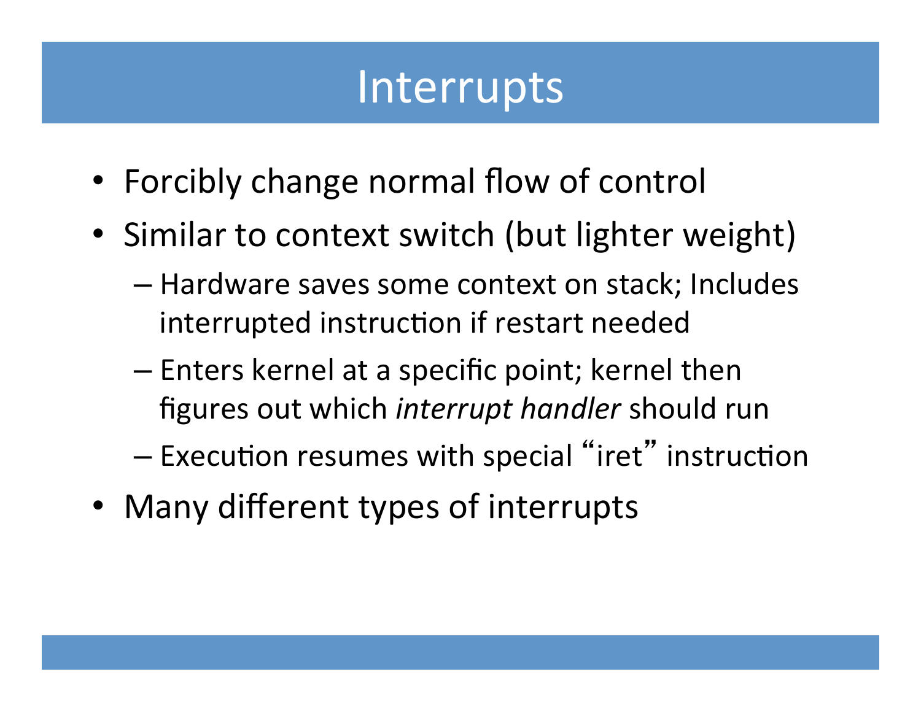# Interrupts

- Forcibly change normal flow of control
- Similar to context switch (but lighter weight)
  - Hardware saves some context on stack; Includes interrupted instruction if restart needed
  - Enters kernel at a specific point; kernel then figures out which *interrupt handler* should run
  - Execution resumes with special "iret" instruction
- Many different types of interrupts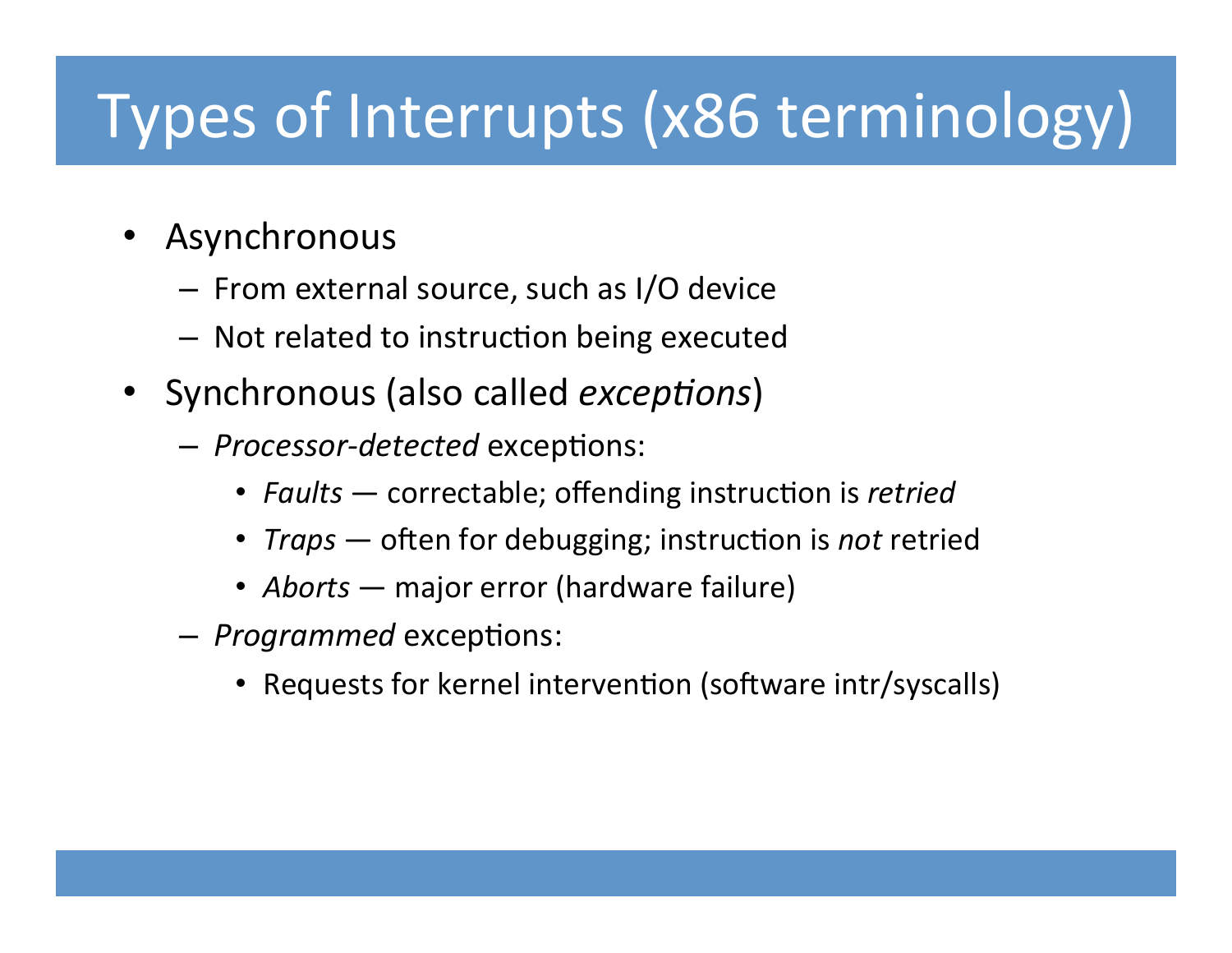# Types of Interrupts (x86 terminology)

- Asynchronous
  - From external source, such as I/O device
  - Not related to instruction being executed
- Synchronous (also called *exceptions*)
  - *Processor-detected* exceptions:
    - *Faults* — correctable; offending instruction is *retried*
    - *Traps* — often for debugging; instruction is *not* retried
    - *Aborts* — major error (hardware failure)
  - *Programmed* exceptions:
    - Requests for kernel intervention (software intr/syscalls)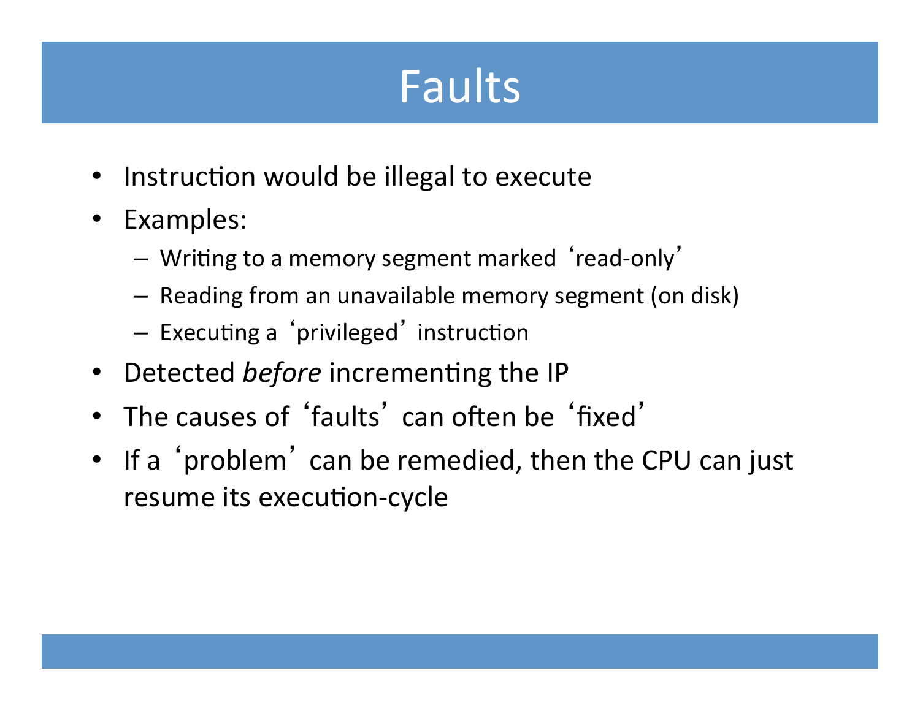# Faults

- Instruction would be illegal to execute
- Examples:
  - Writing to a memory segment marked 'read-only'
  - Reading from an unavailable memory segment (on disk)
  - Executing a 'privileged' instruction
- Detected *before* incrementing the IP
- The causes of 'faults' can often be 'fixed'
- If a 'problem' can be remedied, then the CPU can just resume its execution-cycle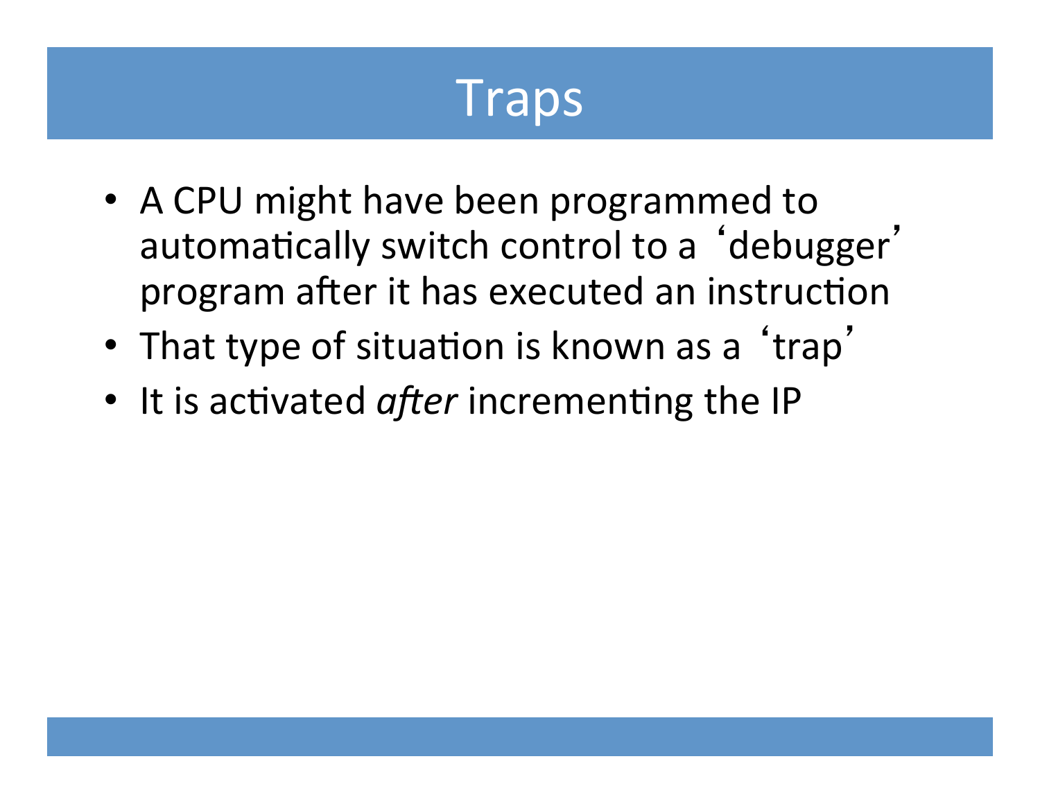# Traps

- A CPU might have been programmed to automatically switch control to a ‘debugger’ program after it has executed an instruction
- That type of situation is known as a ‘trap’
- It is activated *after* incrementing the IP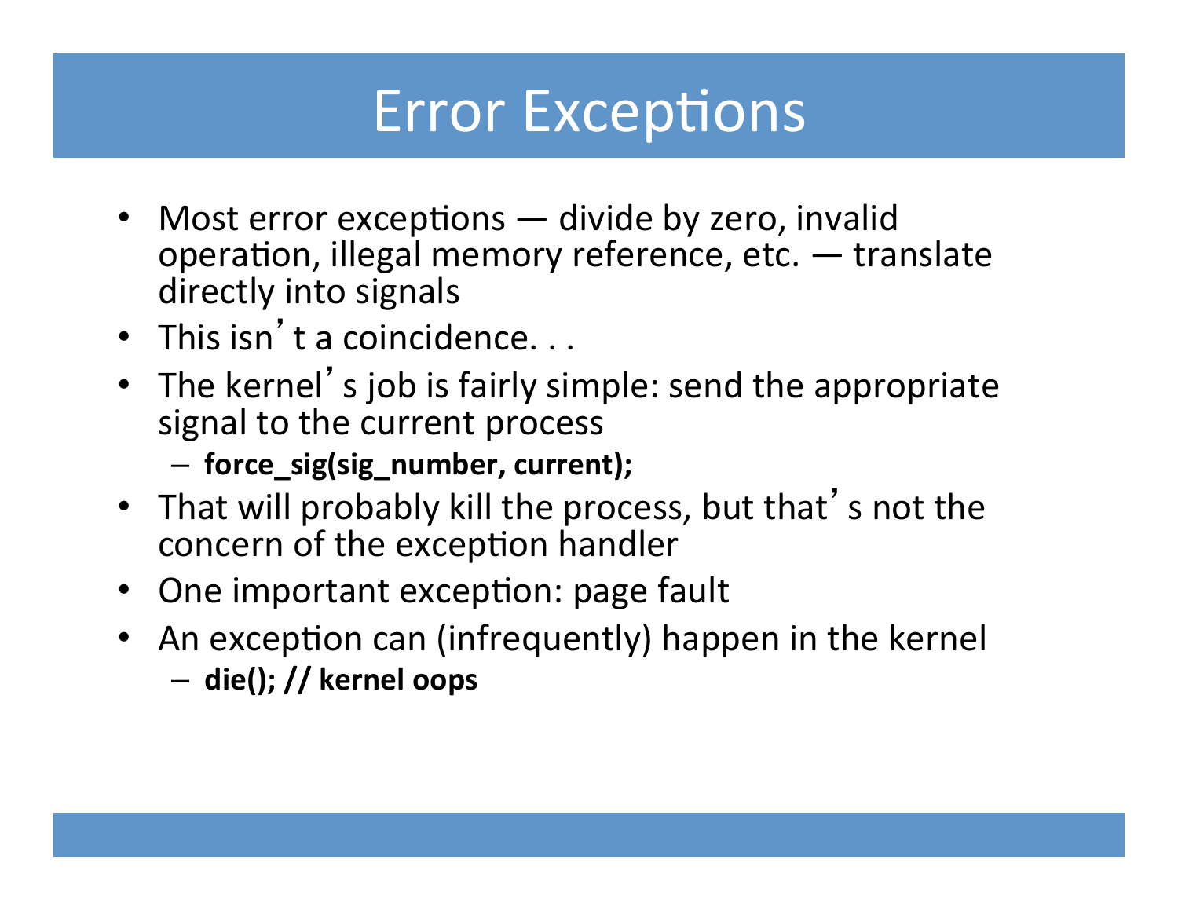# Error Exceptions

- Most error exceptions — divide by zero, invalid operation, illegal memory reference, etc. — translate directly into signals
- This isn't a coincidence. . .
- The kernel's job is fairly simple: send the appropriate signal to the current process
  - **force_sig(sig_number, current);**
- That will probably kill the process, but that's not the concern of the exception handler
- One important exception: page fault
- An exception can (infrequently) happen in the kernel
  - **die(); // kernel oops**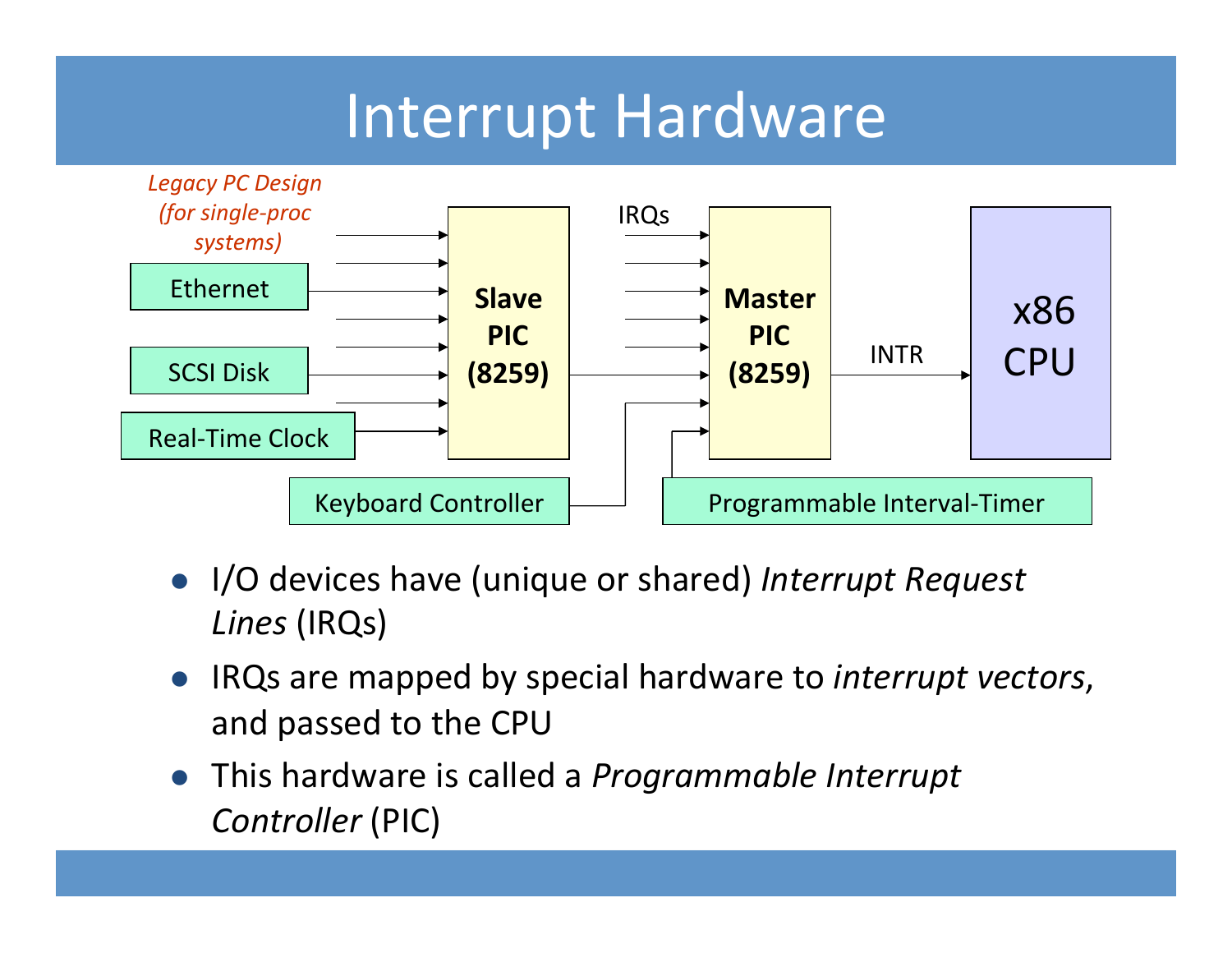# Interrupt Hardware

*Legacy PC Design (for single-proc systems)*

Ethernet

SCSI Disk

Real-Time Clock

Slave PIC (8259)

IRQs

Master PIC (8259)

INTR

x86 CPU

Keyboard Controller

Programmable Interval-Timer

- I/O devices have (unique or shared) *Interrupt Request Lines* (IRQs)
- IRQs are mapped by special hardware to *interrupt vectors*, and passed to the CPU
- This hardware is called a *Programmable Interrupt Controller* (PIC)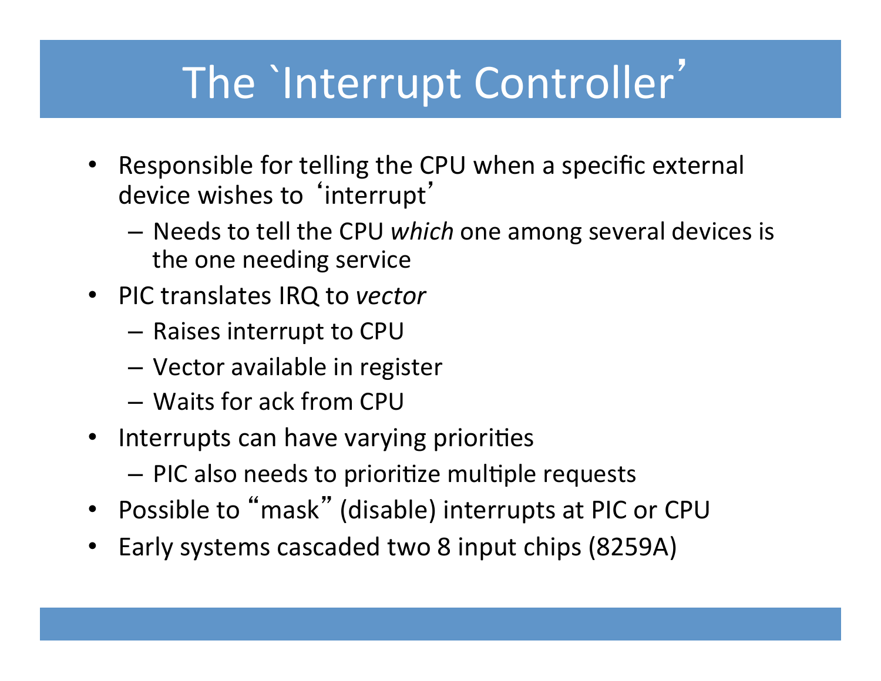# The `Interrupt Controller'

- Responsible for telling the CPU when a specific external device wishes to 'interrupt'
  - Needs to tell the CPU *which* one among several devices is the one needing service
- PIC translates IRQ to *vector*
  - Raises interrupt to CPU
  - Vector available in register
  - Waits for ack from CPU
- Interrupts can have varying priorities
  - PIC also needs to prioritize multiple requests
- Possible to "mask" (disable) interrupts at PIC or CPU
- Early systems cascaded two 8 input chips (8259A)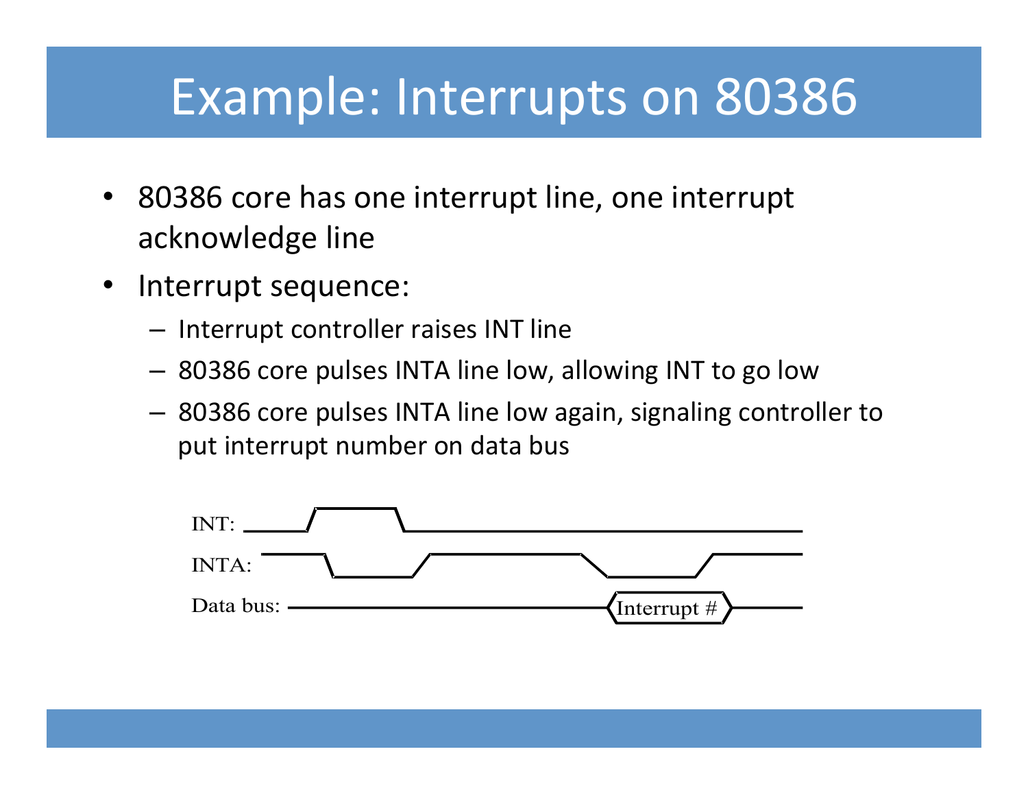# Example: Interrupts on 80386

- 80386 core has one interrupt line, one interrupt acknowledge line
- Interrupt sequence:
  - Interrupt controller raises INT line
  - 80386 core pulses INTA line low, allowing INT to go low
  - 80386 core pulses INTA line low again, signaling controller to put interrupt number on data bus

INT:

INTA:

Data bus: Interrupt #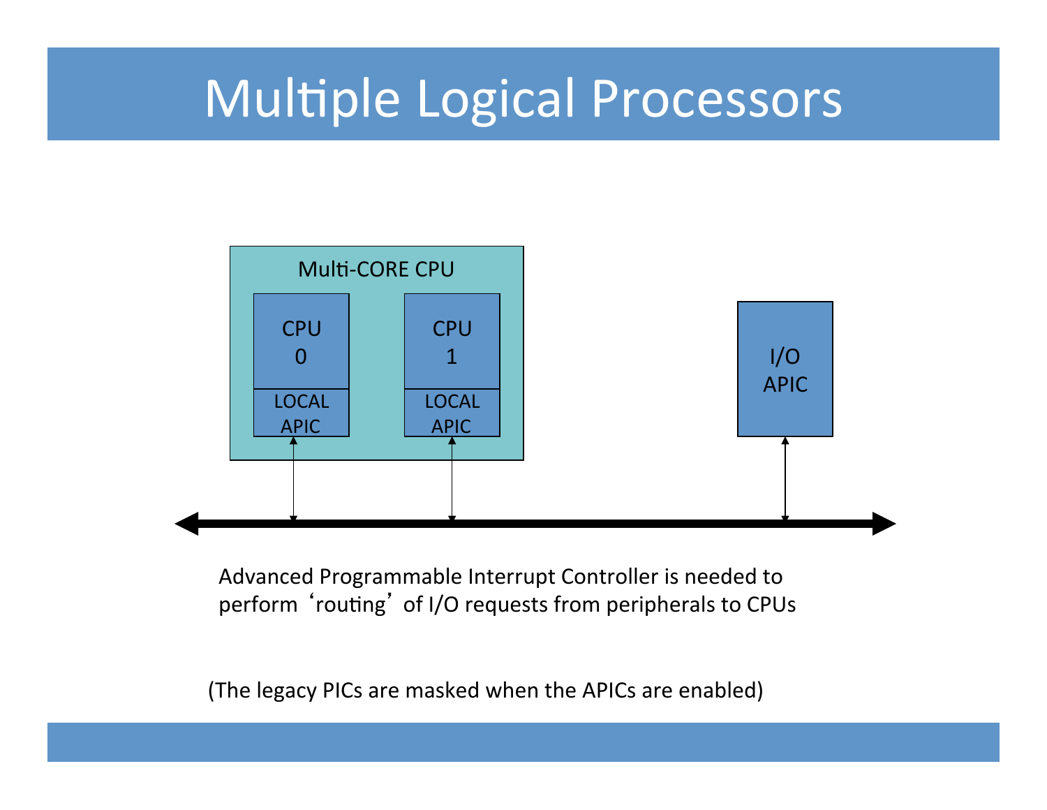# Multiple Logical Processors

Multi-CORE CPU

CPU 0 — LOCAL APIC

CPU 1 — LOCAL APIC

I/O APIC

Advanced Programmable Interrupt Controller is needed to perform 'routing' of I/O requests from peripherals to CPUs

(The legacy PICs are masked when the APICs are enabled)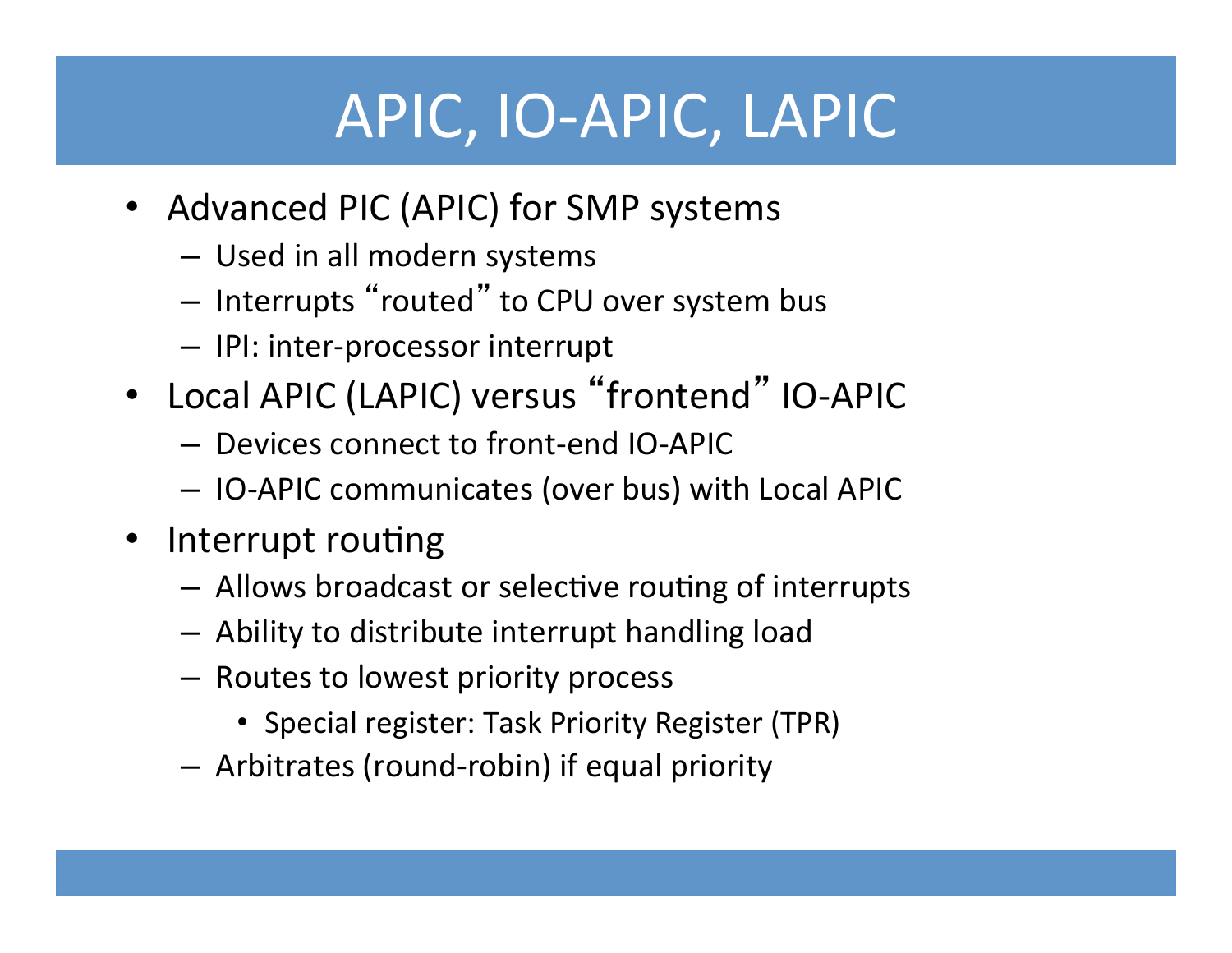# APIC, IO-APIC, LAPIC

- Advanced PIC (APIC) for SMP systems
  - Used in all modern systems
  - Interrupts "routed" to CPU over system bus
  - IPI: inter-processor interrupt
- Local APIC (LAPIC) versus "frontend" IO-APIC
  - Devices connect to front-end IO-APIC
  - IO-APIC communicates (over bus) with Local APIC
- Interrupt routing
  - Allows broadcast or selective routing of interrupts
  - Ability to distribute interrupt handling load
  - Routes to lowest priority process
    - Special register: Task Priority Register (TPR)
  - Arbitrates (round-robin) if equal priority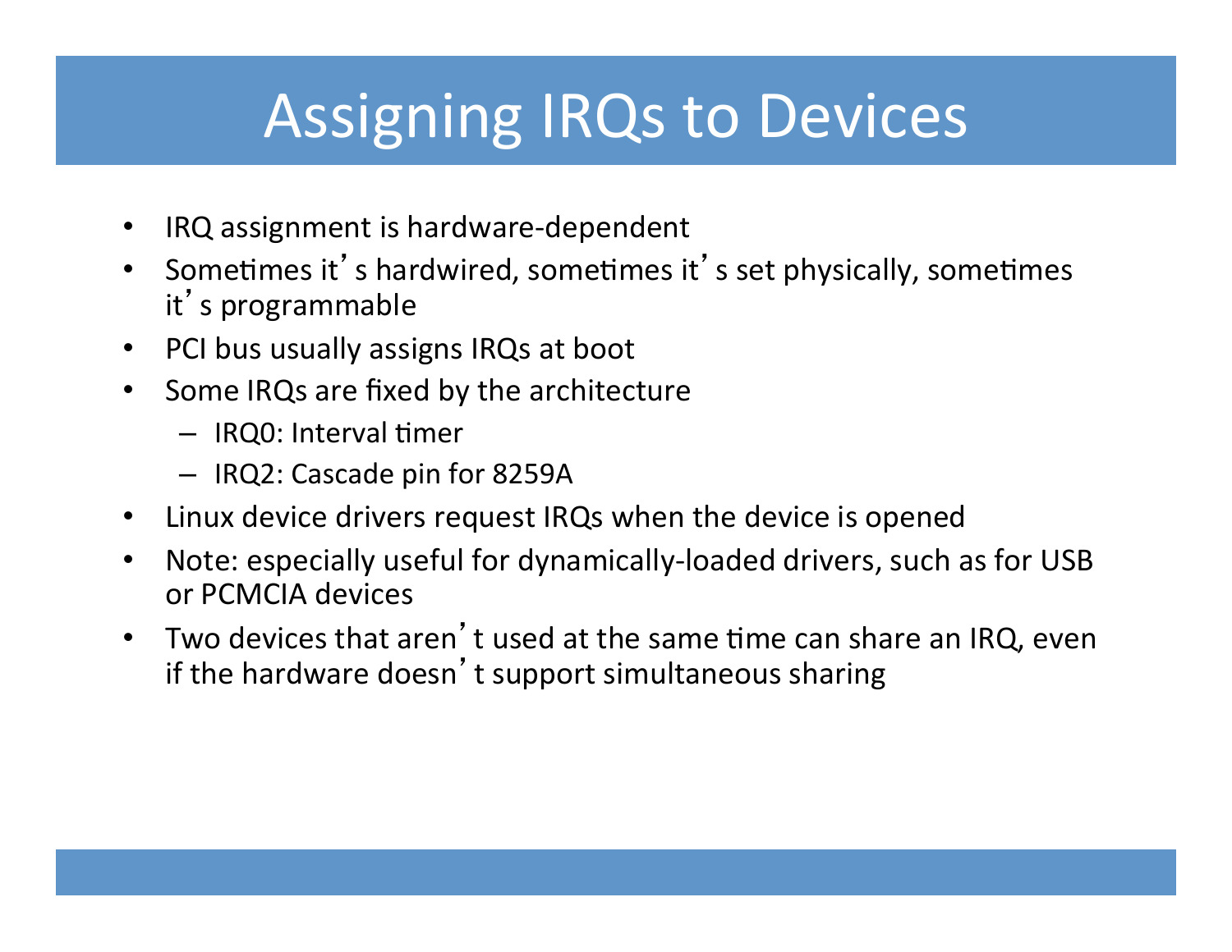# Assigning IRQs to Devices

- IRQ assignment is hardware-dependent
- Sometimes it's hardwired, sometimes it's set physically, sometimes it's programmable
- PCI bus usually assigns IRQs at boot
- Some IRQs are fixed by the architecture
  - IRQ0: Interval timer
  - IRQ2: Cascade pin for 8259A
- Linux device drivers request IRQs when the device is opened
- Note: especially useful for dynamically-loaded drivers, such as for USB or PCMCIA devices
- Two devices that aren't used at the same time can share an IRQ, even if the hardware doesn't support simultaneous sharing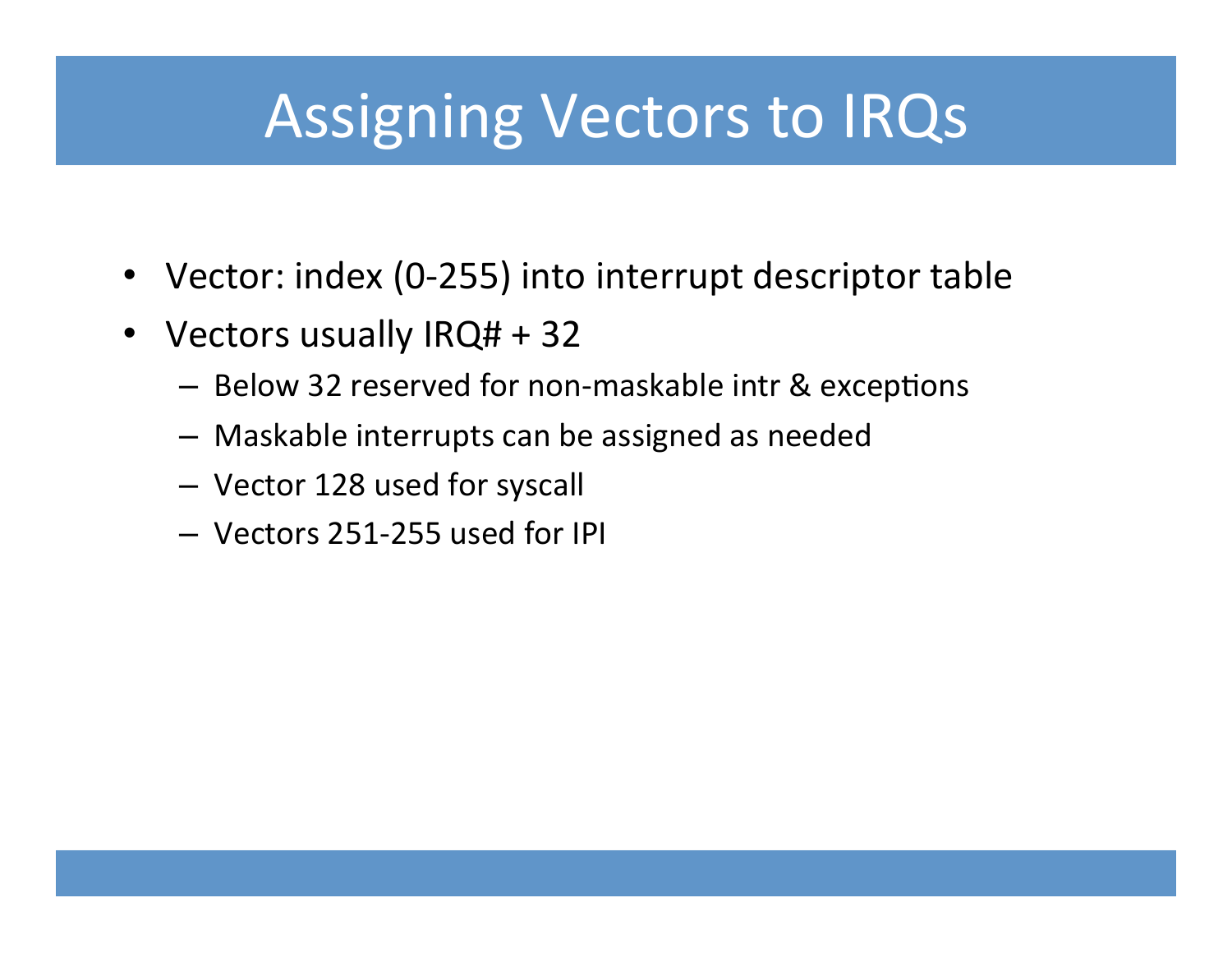# Assigning Vectors to IRQs

- Vector: index (0-255) into interrupt descriptor table
- Vectors usually IRQ# + 32
  - Below 32 reserved for non-maskable intr & exceptions
  - Maskable interrupts can be assigned as needed
  - Vector 128 used for syscall
  - Vectors 251-255 used for IPI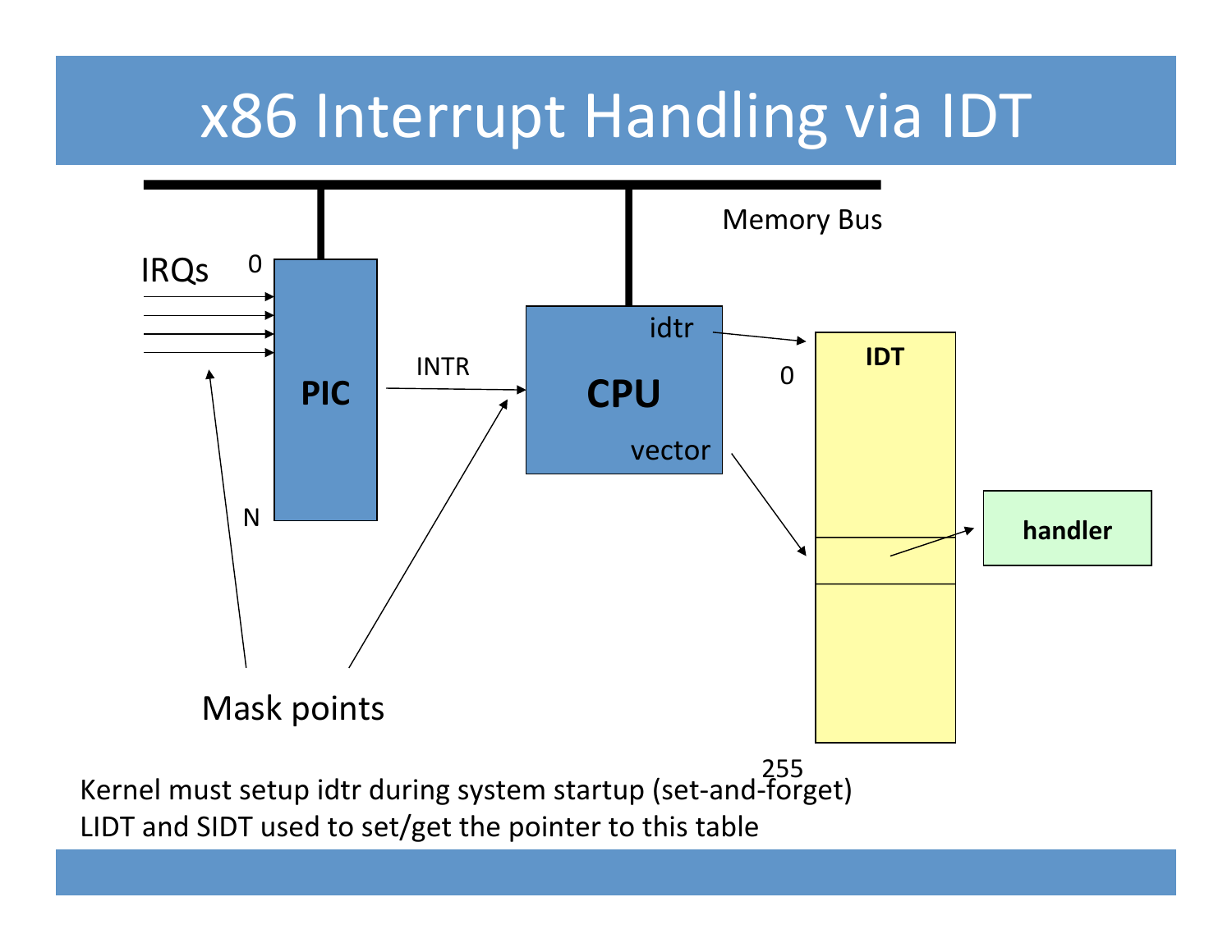# x86 Interrupt Handling via IDT

Memory Bus

IRQs 0 … N → PIC —INTR→ CPU (idtr, vector) → IDT (0 … 255) → handler

Mask points

Kernel must setup idtr during system startup (set-and-forget)

LIDT and SIDT used to set/get the pointer to this table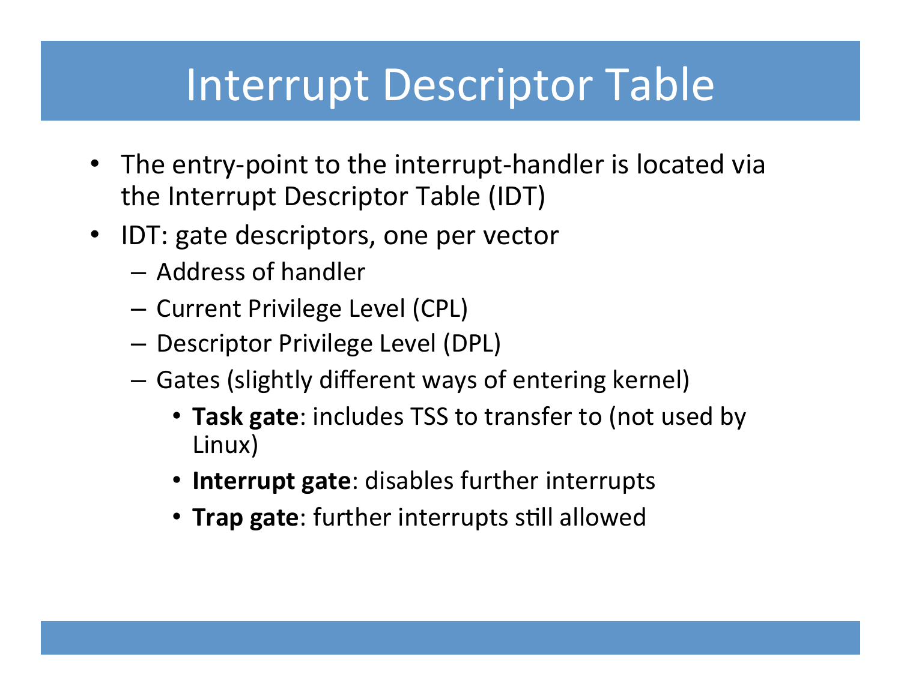# Interrupt Descriptor Table

- The entry-point to the interrupt-handler is located via the Interrupt Descriptor Table (IDT)
- IDT: gate descriptors, one per vector
  - Address of handler
  - Current Privilege Level (CPL)
  - Descriptor Privilege Level (DPL)
  - Gates (slightly different ways of entering kernel)
    - **Task gate**: includes TSS to transfer to (not used by Linux)
    - **Interrupt gate**: disables further interrupts
    - **Trap gate**: further interrupts still allowed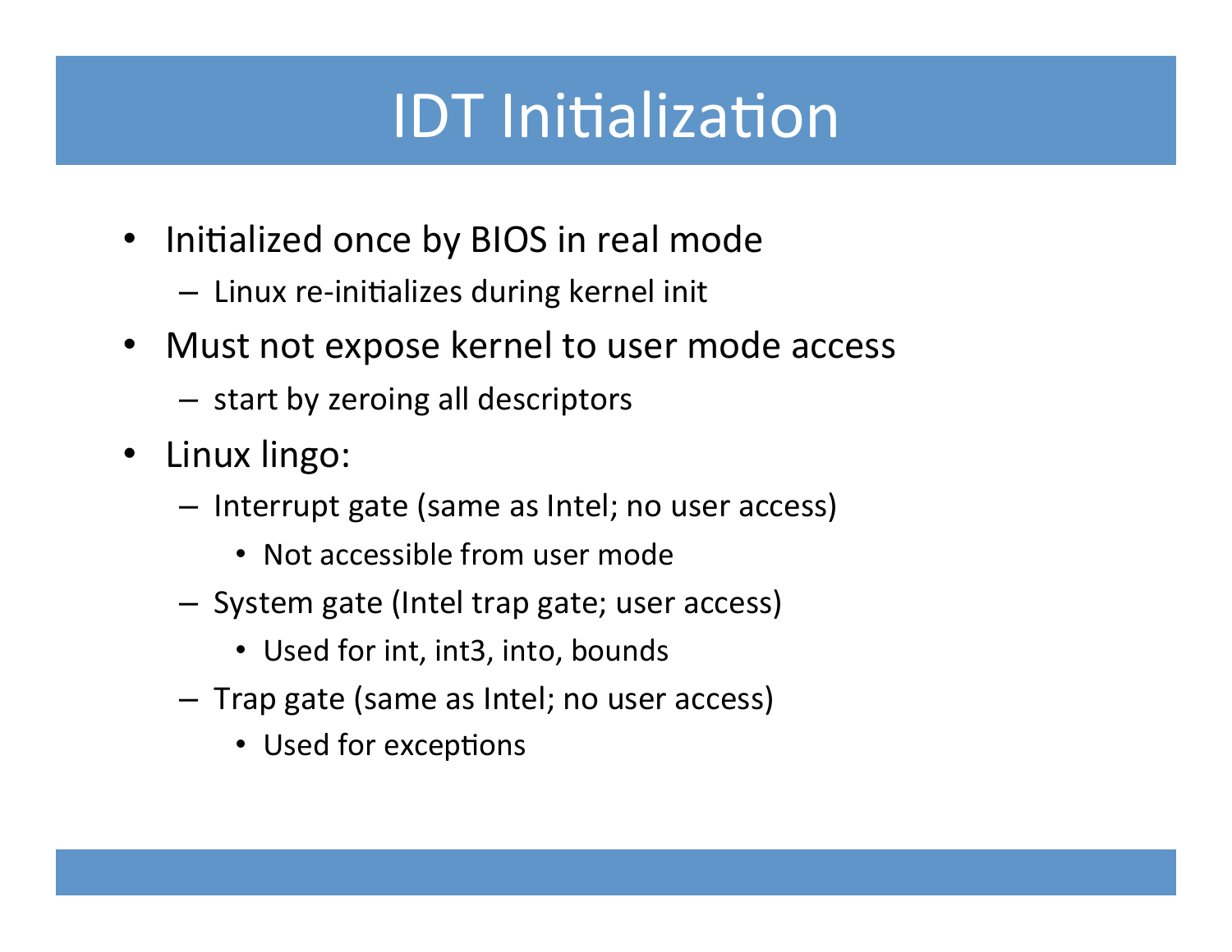# IDT Initialization

- Initialized once by BIOS in real mode
  - Linux re-initializes during kernel init
- Must not expose kernel to user mode access
  - start by zeroing all descriptors
- Linux lingo:
  - Interrupt gate (same as Intel; no user access)
    - Not accessible from user mode
  - System gate (Intel trap gate; user access)
    - Used for int, int3, into, bounds
  - Trap gate (same as Intel; no user access)
    - Used for exceptions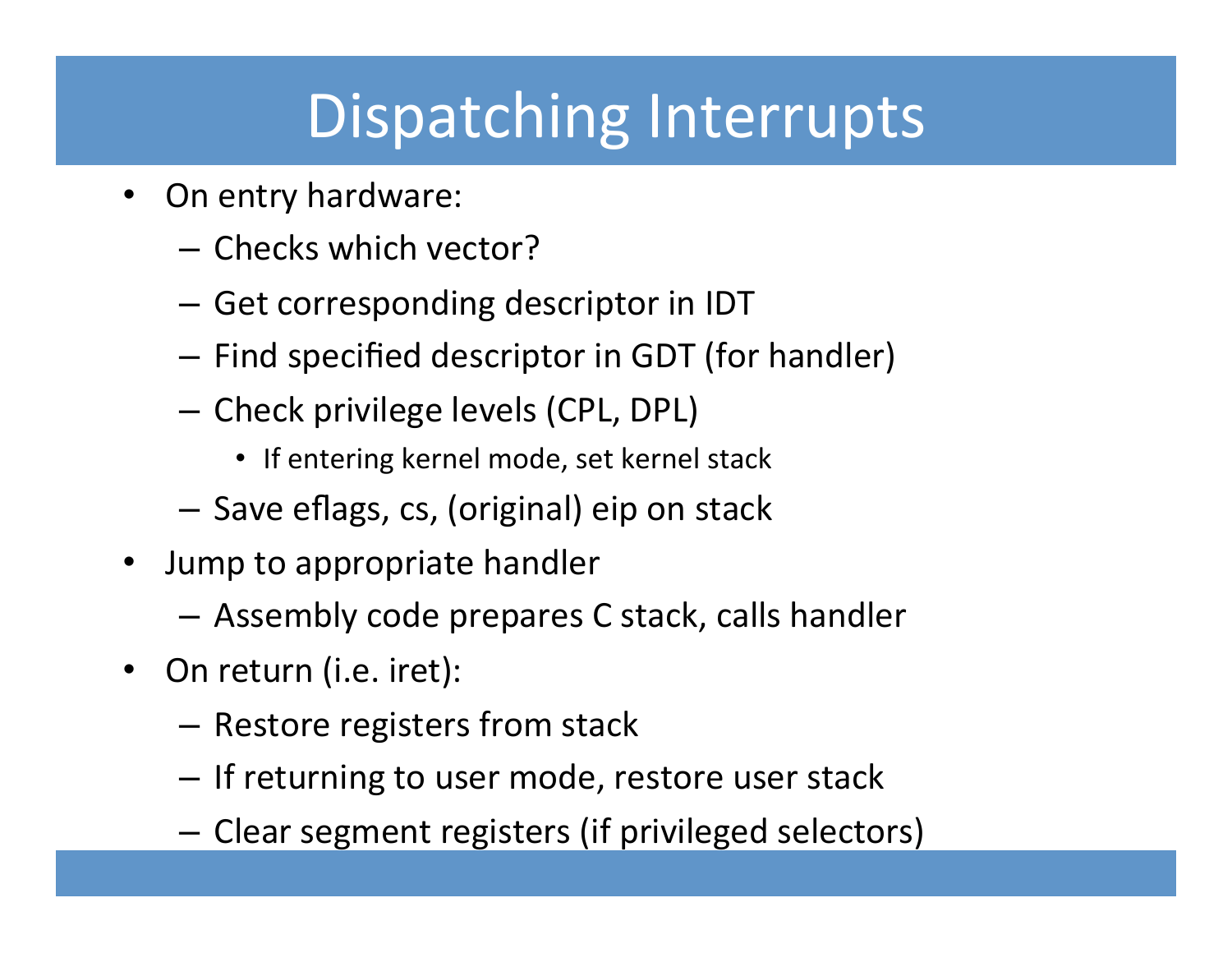# Dispatching Interrupts

- On entry hardware:
  - Checks which vector?
  - Get corresponding descriptor in IDT
  - Find specified descriptor in GDT (for handler)
  - Check privilege levels (CPL, DPL)
    - If entering kernel mode, set kernel stack
  - Save eflags, cs, (original) eip on stack
- Jump to appropriate handler
  - Assembly code prepares C stack, calls handler
- On return (i.e. iret):
  - Restore registers from stack
  - If returning to user mode, restore user stack
  - Clear segment registers (if privileged selectors)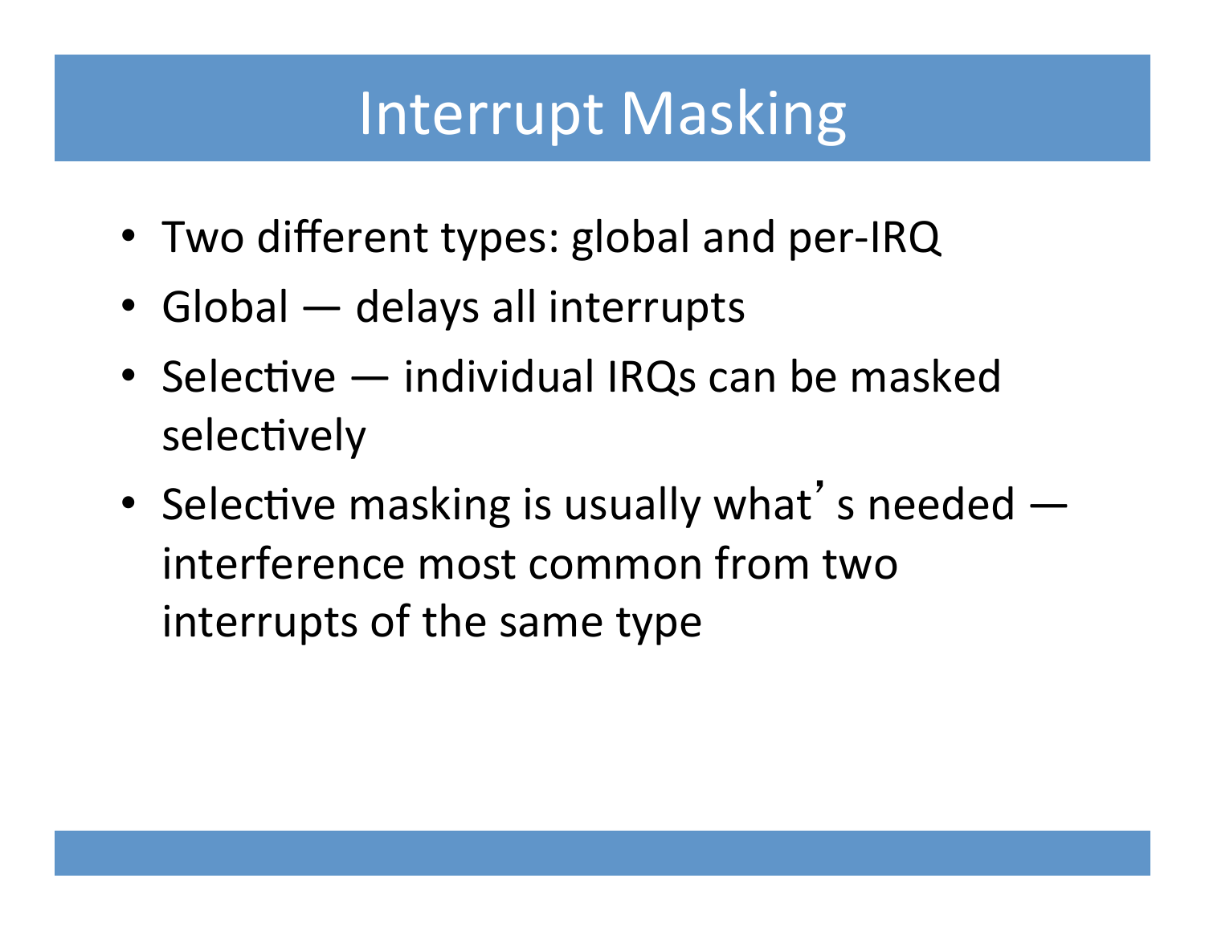# Interrupt Masking

- Two different types: global and per-IRQ
- Global — delays all interrupts
- Selective — individual IRQs can be masked selectively
- Selective masking is usually what's needed — interference most common from two interrupts of the same type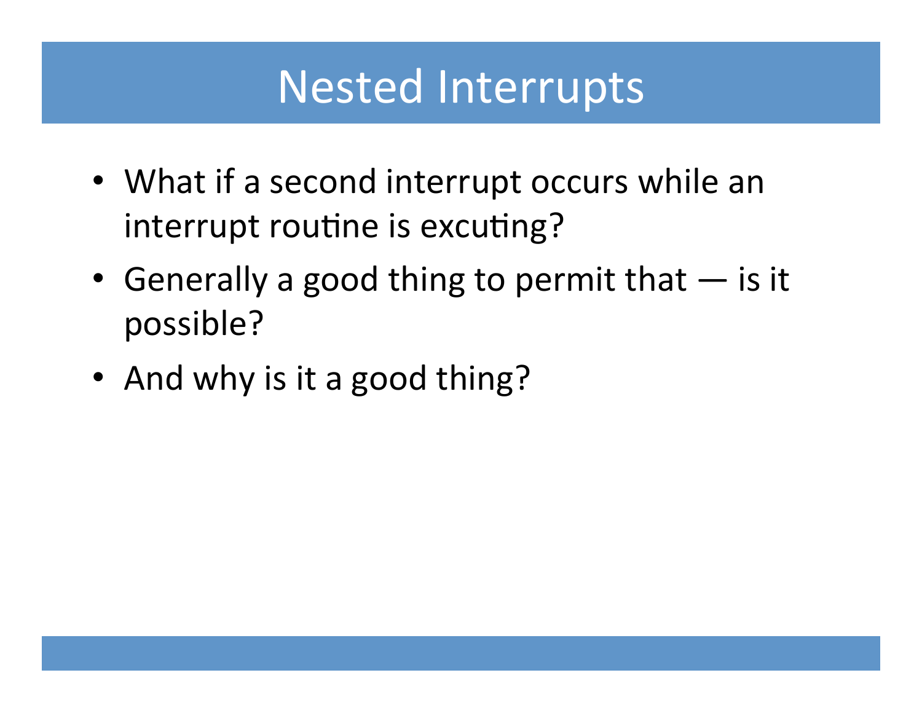# Nested Interrupts

- What if a second interrupt occurs while an interrupt routine is excuting?
- Generally a good thing to permit that — is it possible?
- And why is it a good thing?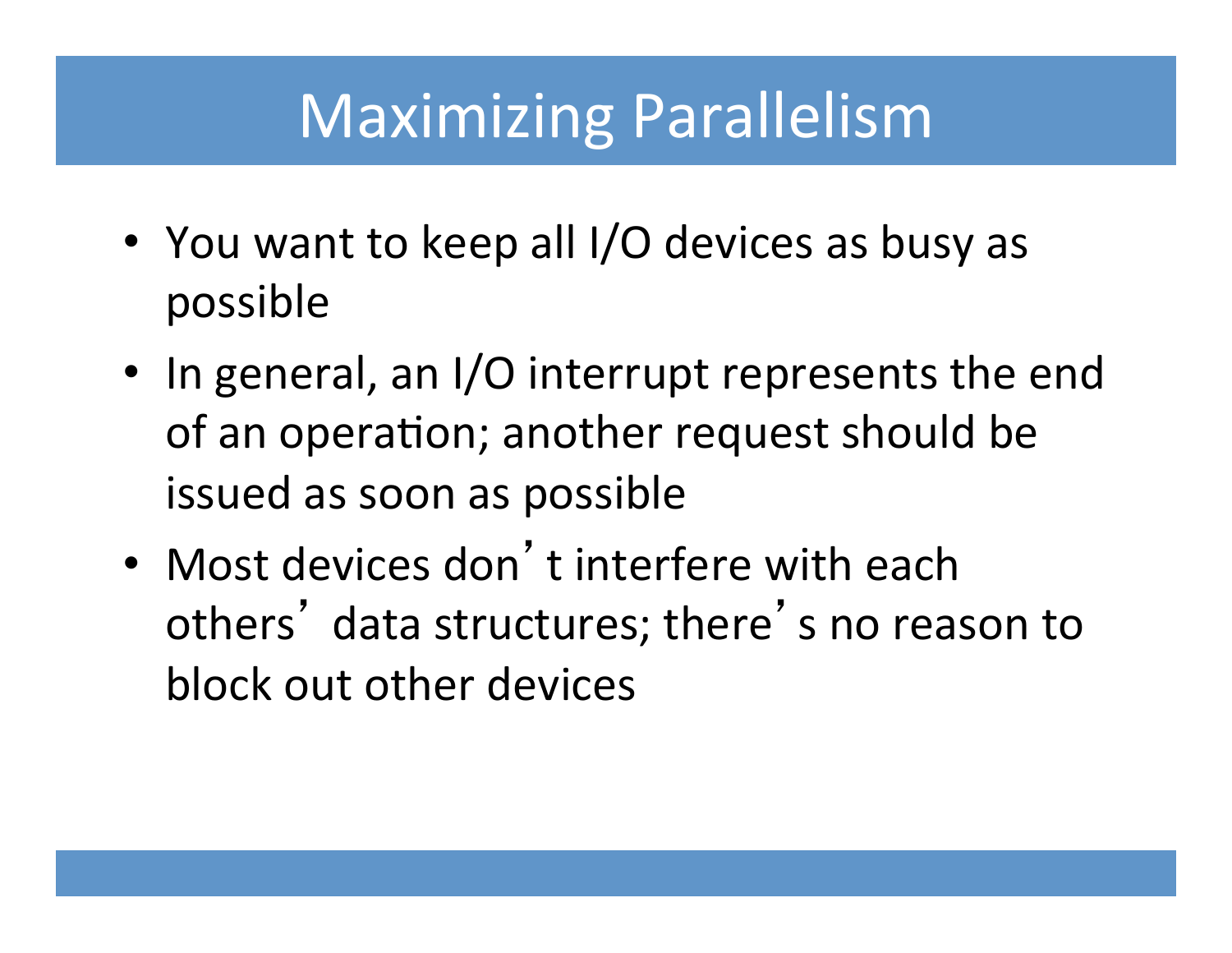# Maximizing Parallelism

- You want to keep all I/O devices as busy as possible
- In general, an I/O interrupt represents the end of an operation; another request should be issued as soon as possible
- Most devices don't interfere with each others' data structures; there's no reason to block out other devices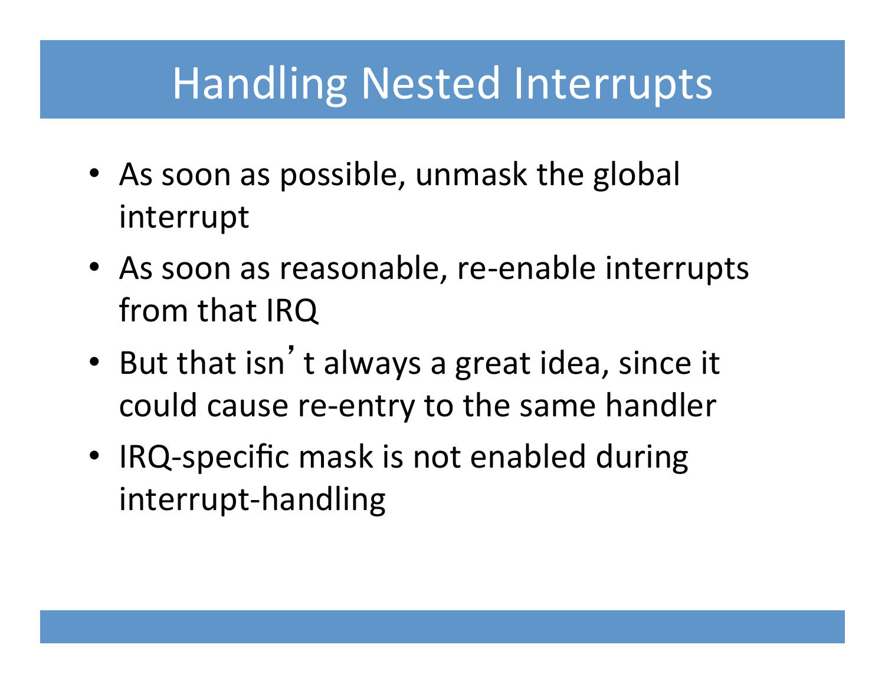# Handling Nested Interrupts

- As soon as possible, unmask the global interrupt
- As soon as reasonable, re-enable interrupts from that IRQ
- But that isn't always a great idea, since it could cause re-entry to the same handler
- IRQ-specific mask is not enabled during interrupt-handling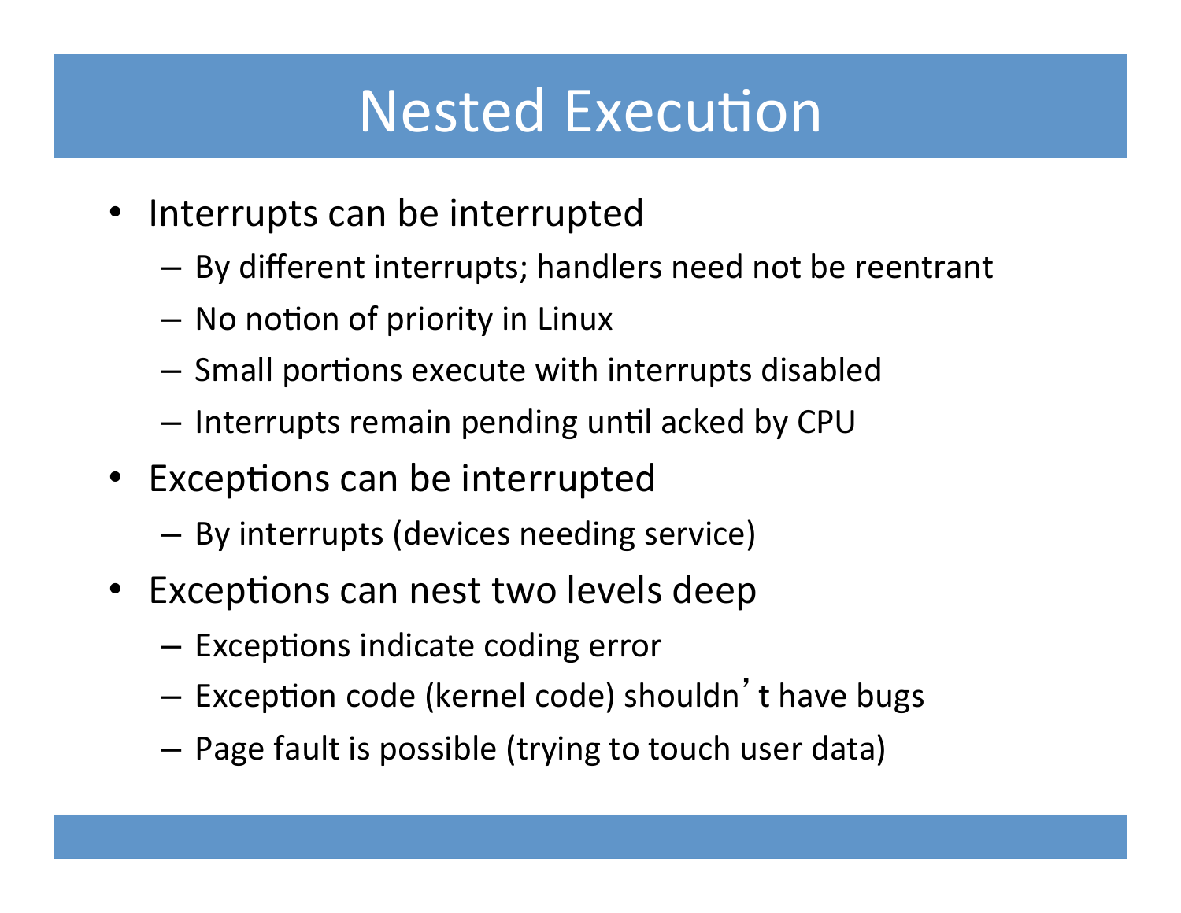# Nested Execution

- Interrupts can be interrupted
  - By different interrupts; handlers need not be reentrant
  - No notion of priority in Linux
  - Small portions execute with interrupts disabled
  - Interrupts remain pending until acked by CPU
- Exceptions can be interrupted
  - By interrupts (devices needing service)
- Exceptions can nest two levels deep
  - Exceptions indicate coding error
  - Exception code (kernel code) shouldn't have bugs
  - Page fault is possible (trying to touch user data)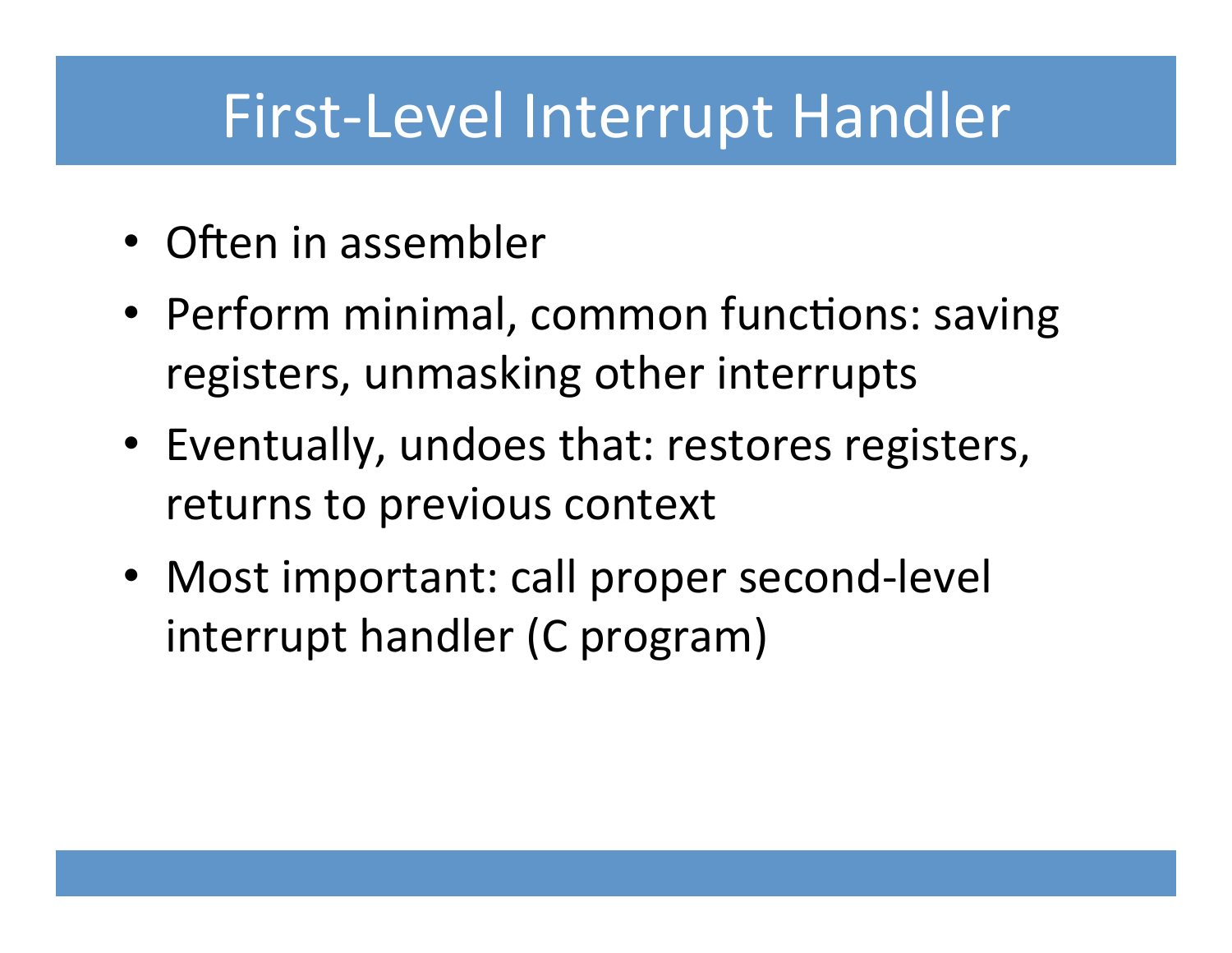# First-Level Interrupt Handler

- Often in assembler
- Perform minimal, common functions: saving registers, unmasking other interrupts
- Eventually, undoes that: restores registers, returns to previous context
- Most important: call proper second-level interrupt handler (C program)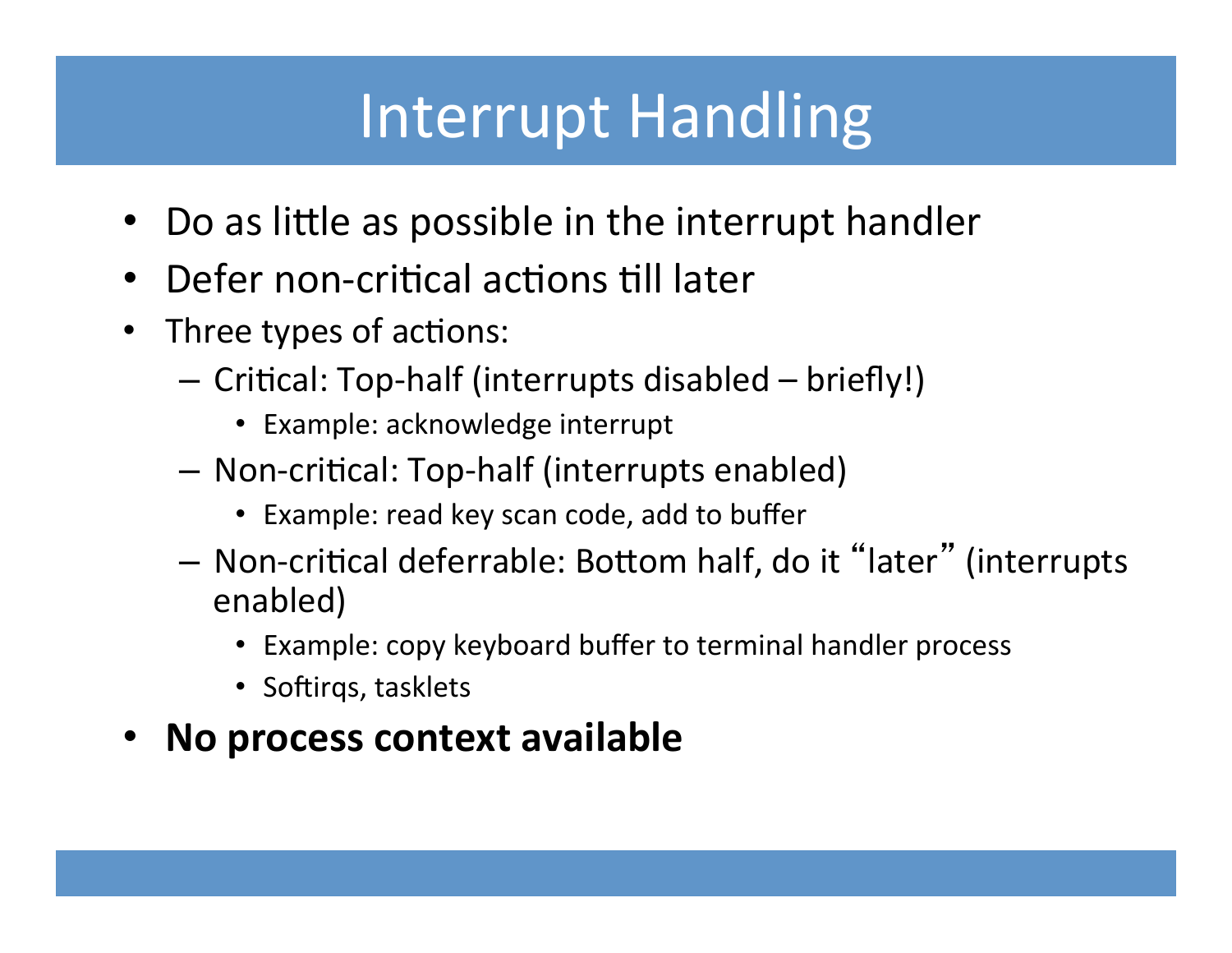# Interrupt Handling

- Do as little as possible in the interrupt handler
- Defer non-critical actions till later
- Three types of actions:
  - Critical: Top-half (interrupts disabled – briefly!)
    - Example: acknowledge interrupt
  - Non-critical: Top-half (interrupts enabled)
    - Example: read key scan code, add to buffer
  - Non-critical deferrable: Bottom half, do it "later" (interrupts enabled)
    - Example: copy keyboard buffer to terminal handler process
    - Softirqs, tasklets
- **No process context available**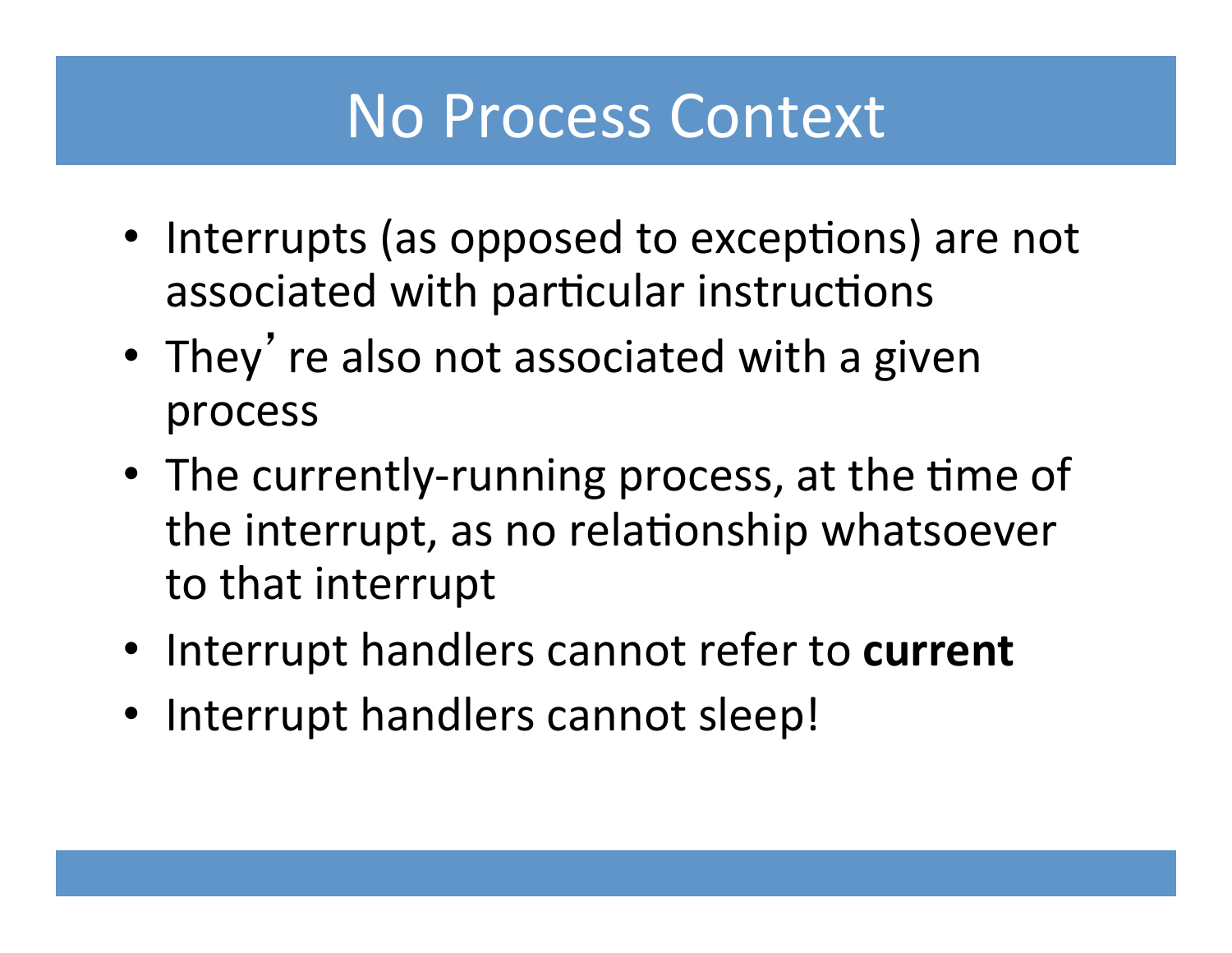# No Process Context

- Interrupts (as opposed to exceptions) are not associated with particular instructions
- They' re also not associated with a given process
- The currently-running process, at the time of the interrupt, as no relationship whatsoever to that interrupt
- Interrupt handlers cannot refer to **current**
- Interrupt handlers cannot sleep!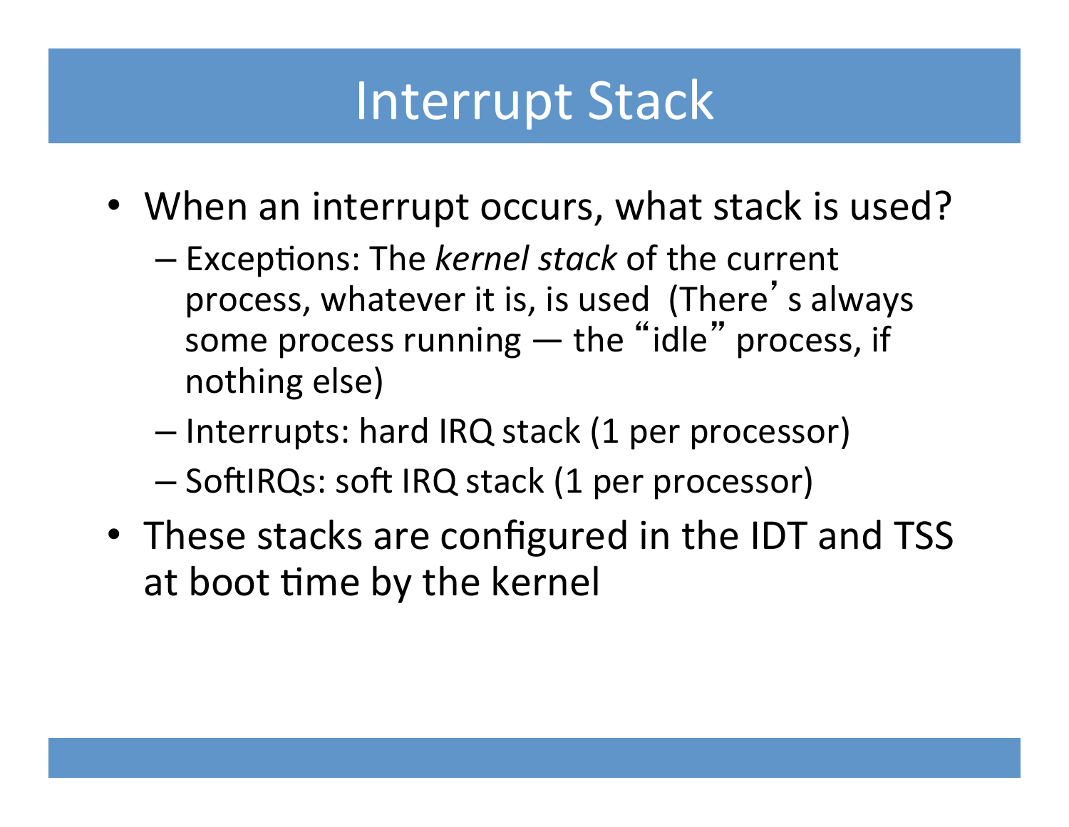# Interrupt Stack

- When an interrupt occurs, what stack is used?
  - Exceptions: The *kernel stack* of the current process, whatever it is, is used (There's always some process running — the "idle" process, if nothing else)
  - Interrupts: hard IRQ stack (1 per processor)
  - SoftIRQs: soft IRQ stack (1 per processor)
- These stacks are configured in the IDT and TSS at boot time by the kernel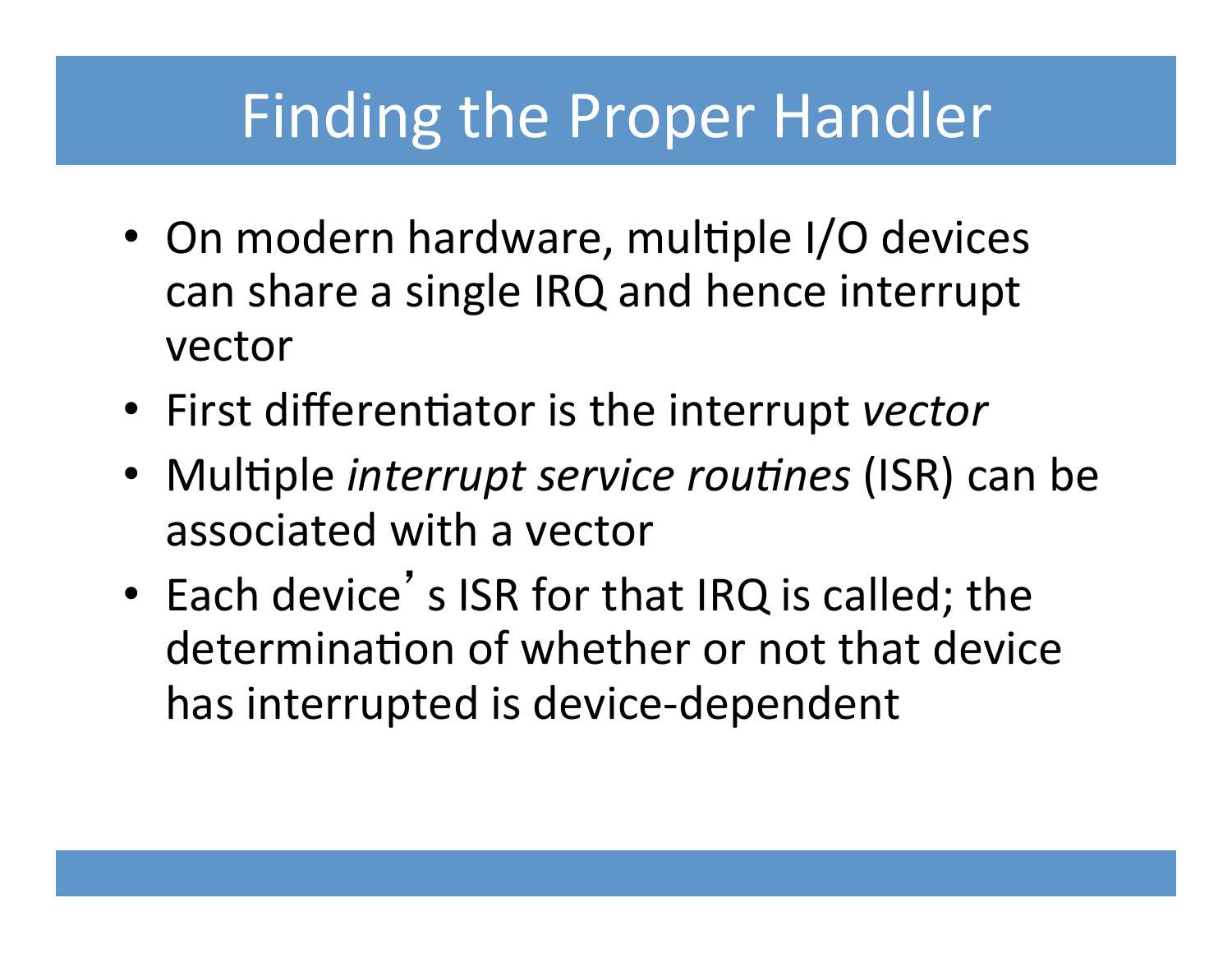# Finding the Proper Handler

- On modern hardware, multiple I/O devices can share a single IRQ and hence interrupt vector
- First differentiator is the interrupt *vector*
- Multiple *interrupt service routines* (ISR) can be associated with a vector
- Each device's ISR for that IRQ is called; the determination of whether or not that device has interrupted is device-dependent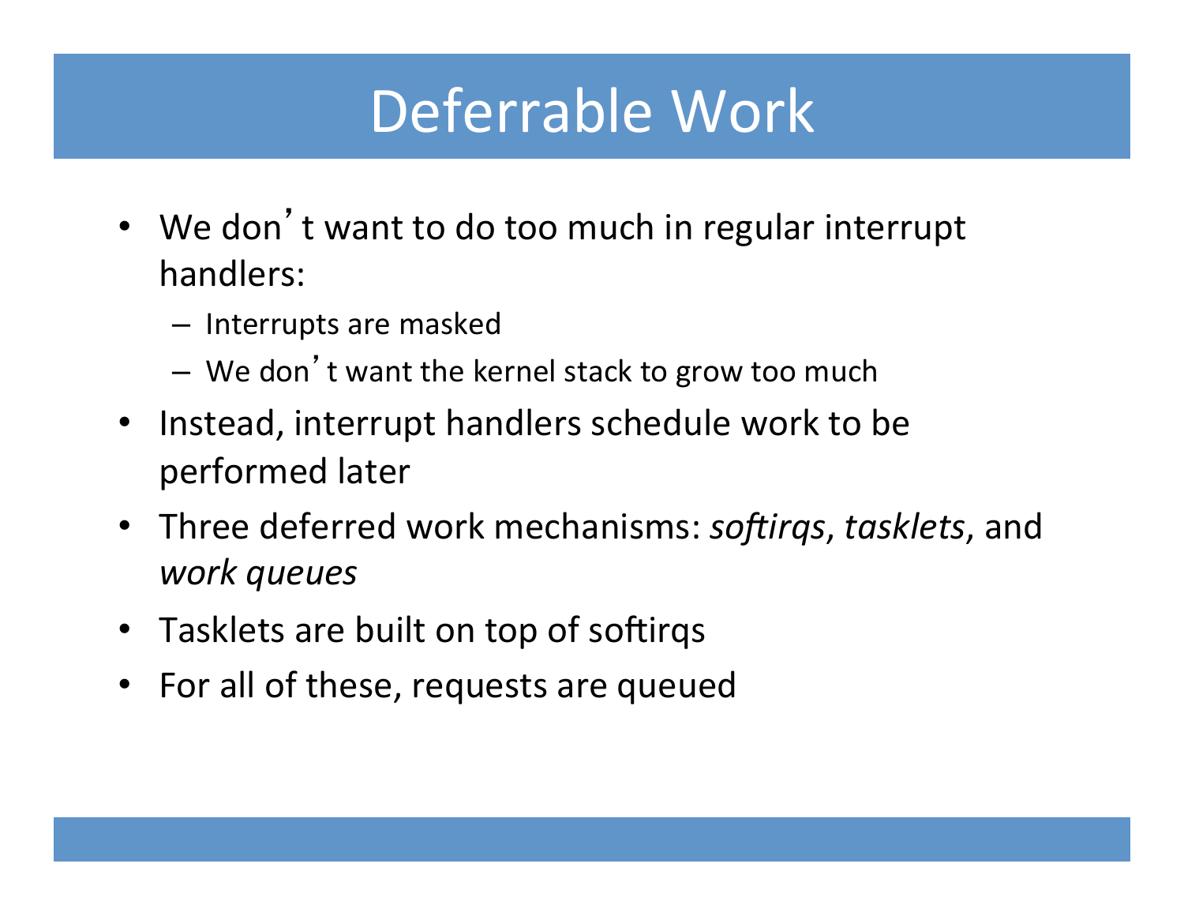# Deferrable Work

- We don't want to do too much in regular interrupt handlers:
  - Interrupts are masked
  - We don't want the kernel stack to grow too much
- Instead, interrupt handlers schedule work to be performed later
- Three deferred work mechanisms: *softirqs*, *tasklets*, and *work queues*
- Tasklets are built on top of softirqs
- For all of these, requests are queued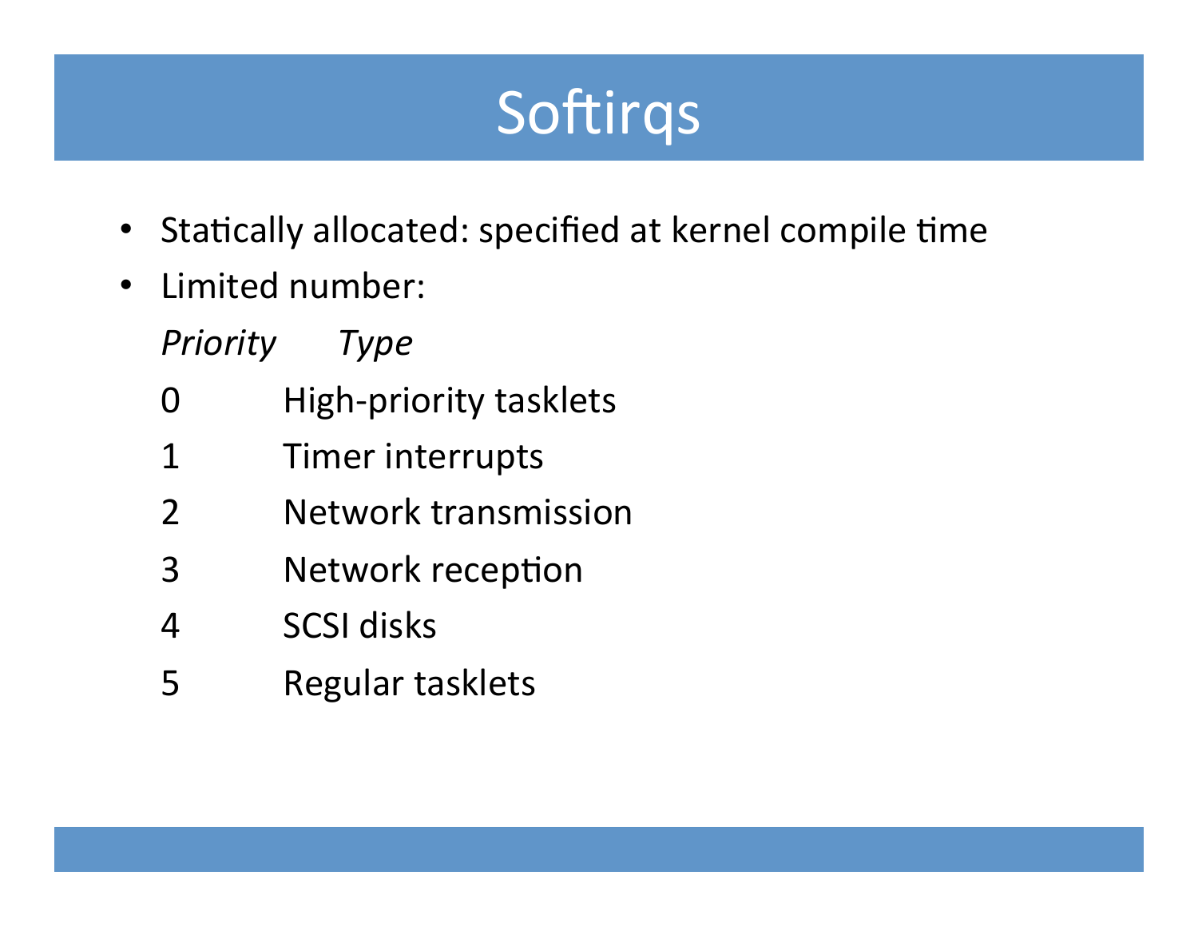# Softirqs

- Statically allocated: specified at kernel compile time
- Limited number:

| *Priority* | *Type* |
|---|---|
| 0 | High-priority tasklets |
| 1 | Timer interrupts |
| 2 | Network transmission |
| 3 | Network reception |
| 4 | SCSI disks |
| 5 | Regular tasklets |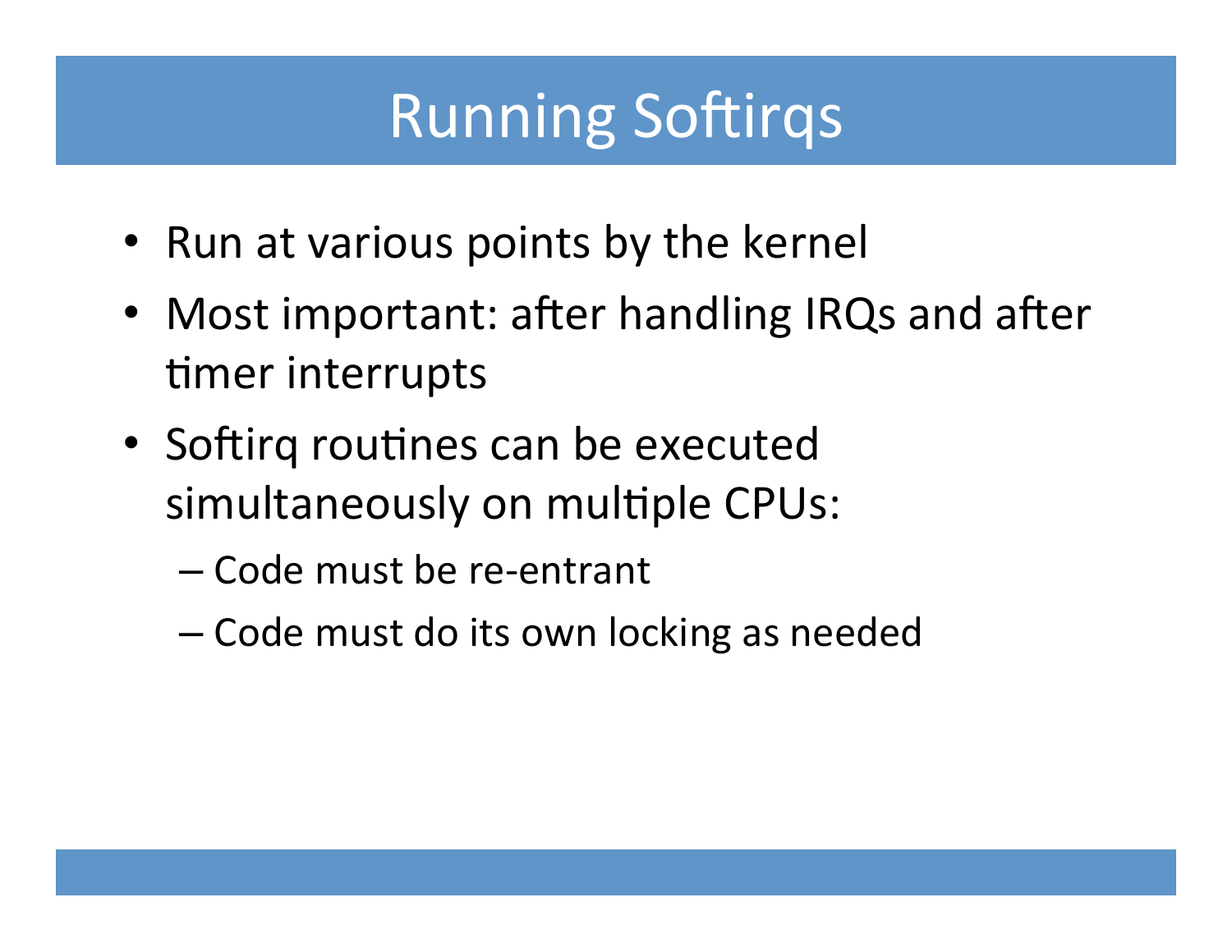# Running Softirqs

- Run at various points by the kernel
- Most important: after handling IRQs and after timer interrupts
- Softirq routines can be executed simultaneously on multiple CPUs:
  - Code must be re-entrant
  - Code must do its own locking as needed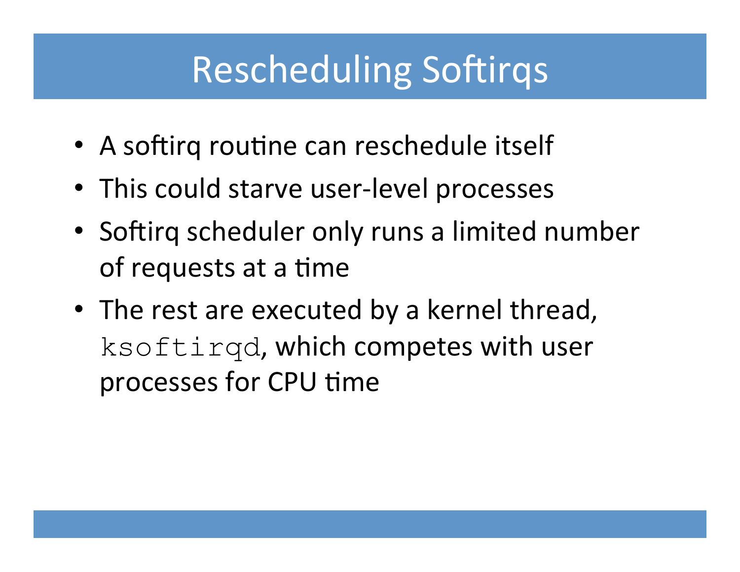# Rescheduling Softirqs

- A softirq routine can reschedule itself
- This could starve user-level processes
- Softirq scheduler only runs a limited number of requests at a time
- The rest are executed by a kernel thread, `ksoftirqd`, which competes with user processes for CPU time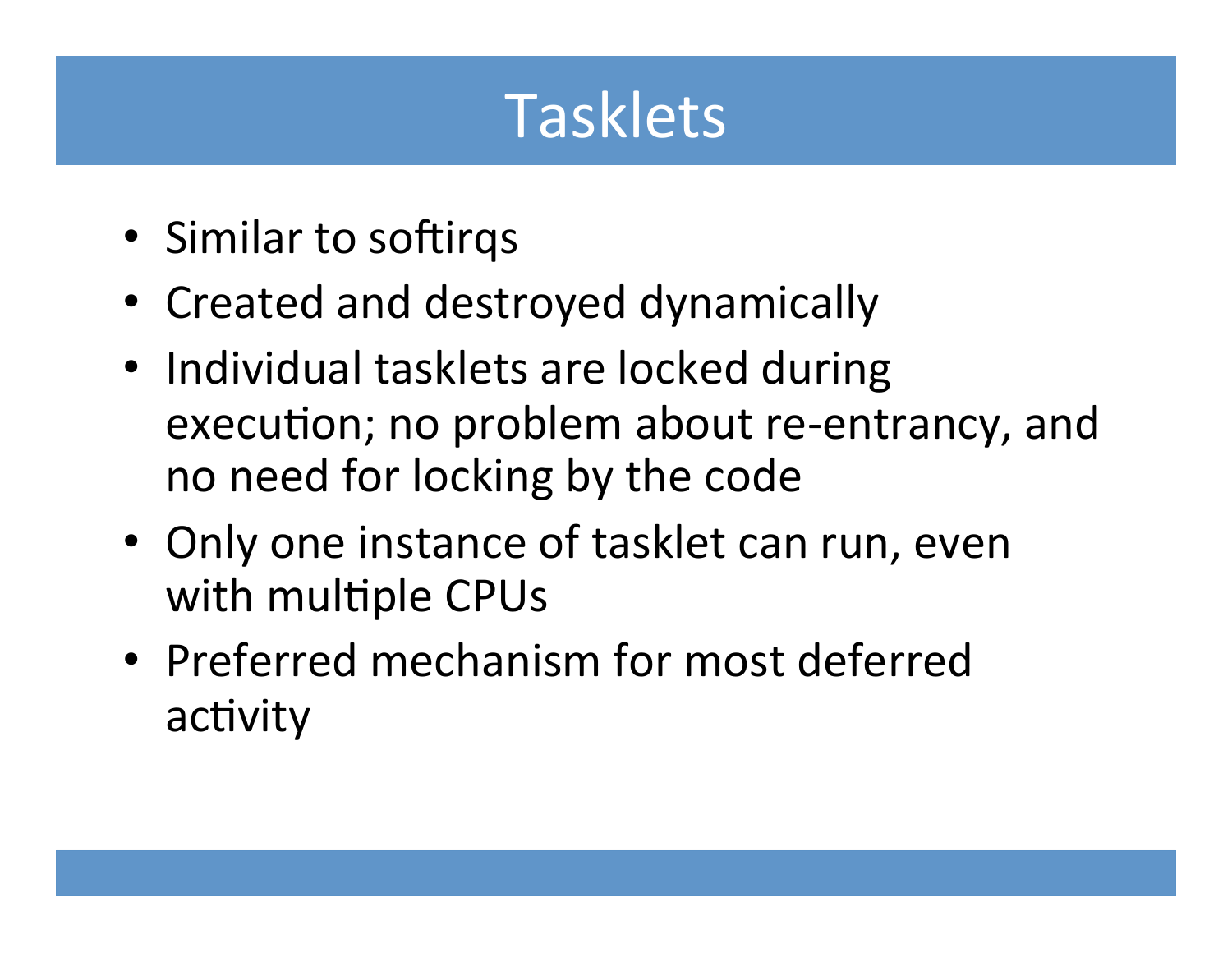# Tasklets

- Similar to softirqs
- Created and destroyed dynamically
- Individual tasklets are locked during execution; no problem about re-entrancy, and no need for locking by the code
- Only one instance of tasklet can run, even with multiple CPUs
- Preferred mechanism for most deferred activity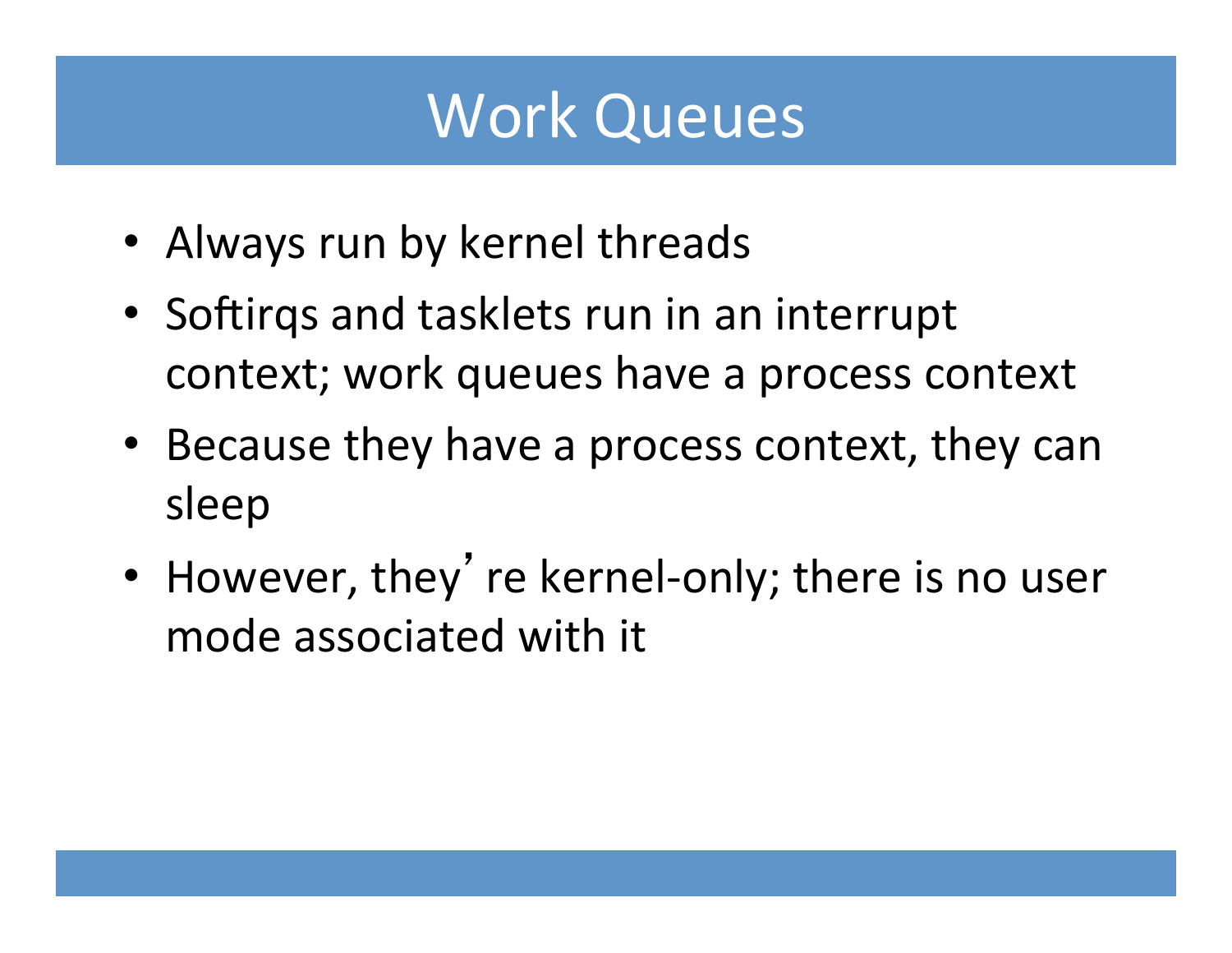# Work Queues

- Always run by kernel threads
- Softirqs and tasklets run in an interrupt context; work queues have a process context
- Because they have a process context, they can sleep
- However, they're kernel-only; there is no user mode associated with it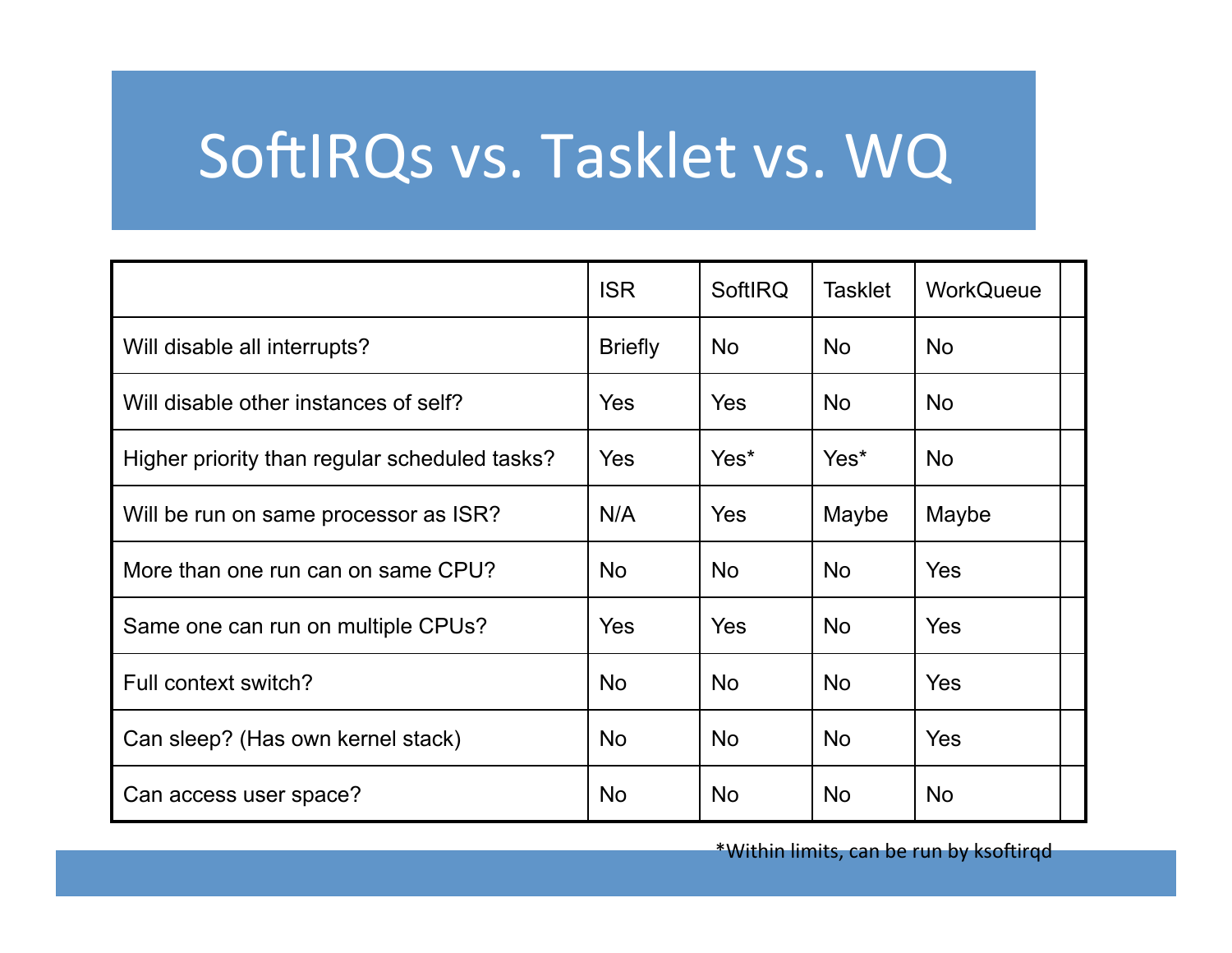# SoftIRQs vs. Tasklet vs. WQ

| | ISR | SoftIRQ | Tasklet | WorkQueue |
|---|---|---|---|---|
| Will disable all interrupts? | Briefly | No | No | No |
| Will disable other instances of self? | Yes | Yes | No | No |
| Higher priority than regular scheduled tasks? | Yes | Yes* | Yes* | No |
| Will be run on same processor as ISR? | N/A | Yes | Maybe | Maybe |
| More than one run can on same CPU? | No | No | No | Yes |
| Same one can run on multiple CPUs? | Yes | Yes | No | Yes |
| Full context switch? | No | No | No | Yes |
| Can sleep? (Has own kernel stack) | No | No | No | Yes |
| Can access user space? | No | No | No | No |

*Within limits, can be run by ksoftirqd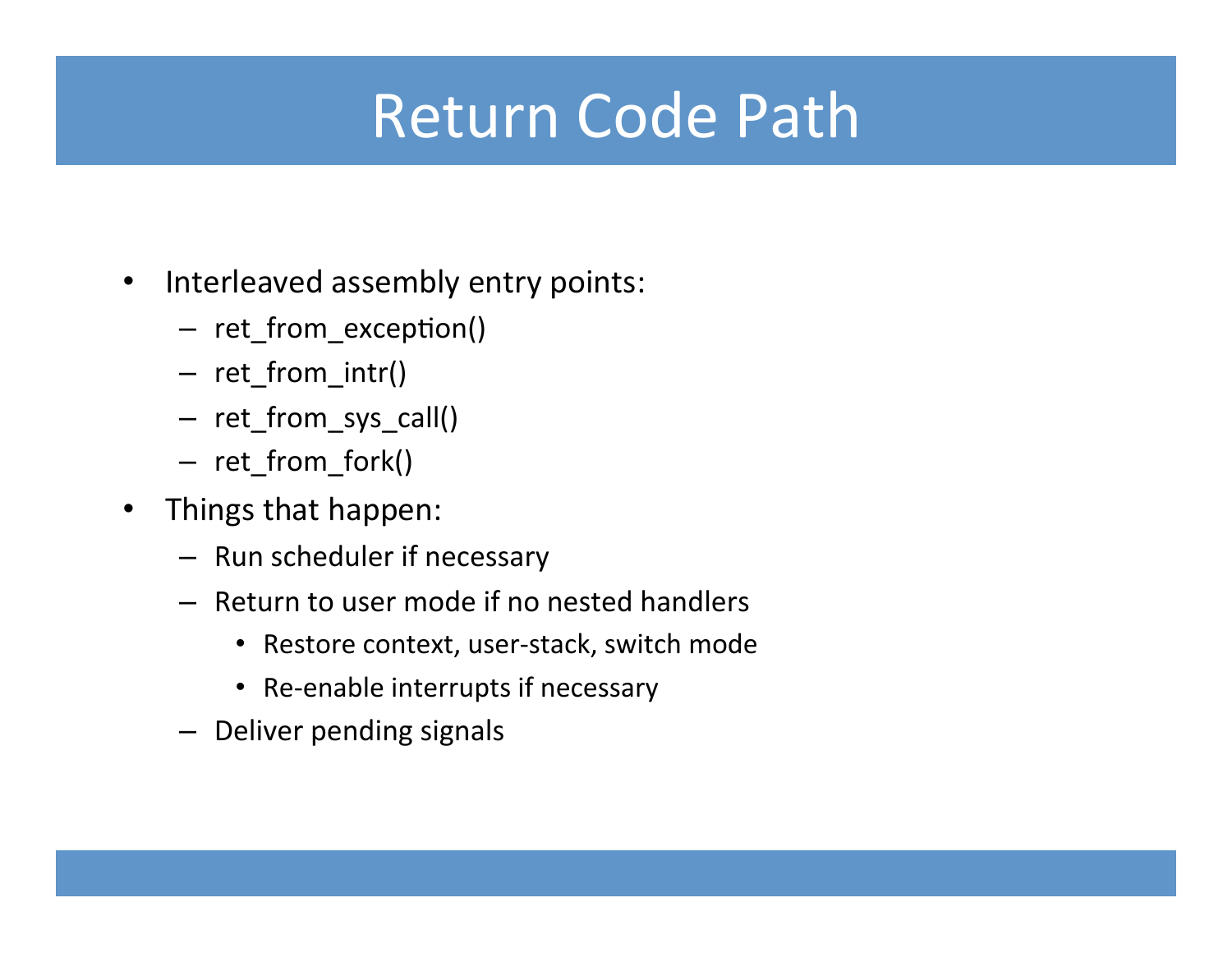# Return Code Path

- Interleaved assembly entry points:
  - ret_from_exception()
  - ret_from_intr()
  - ret_from_sys_call()
  - ret_from_fork()
- Things that happen:
  - Run scheduler if necessary
  - Return to user mode if no nested handlers
    - Restore context, user-stack, switch mode
    - Re-enable interrupts if necessary
  - Deliver pending signals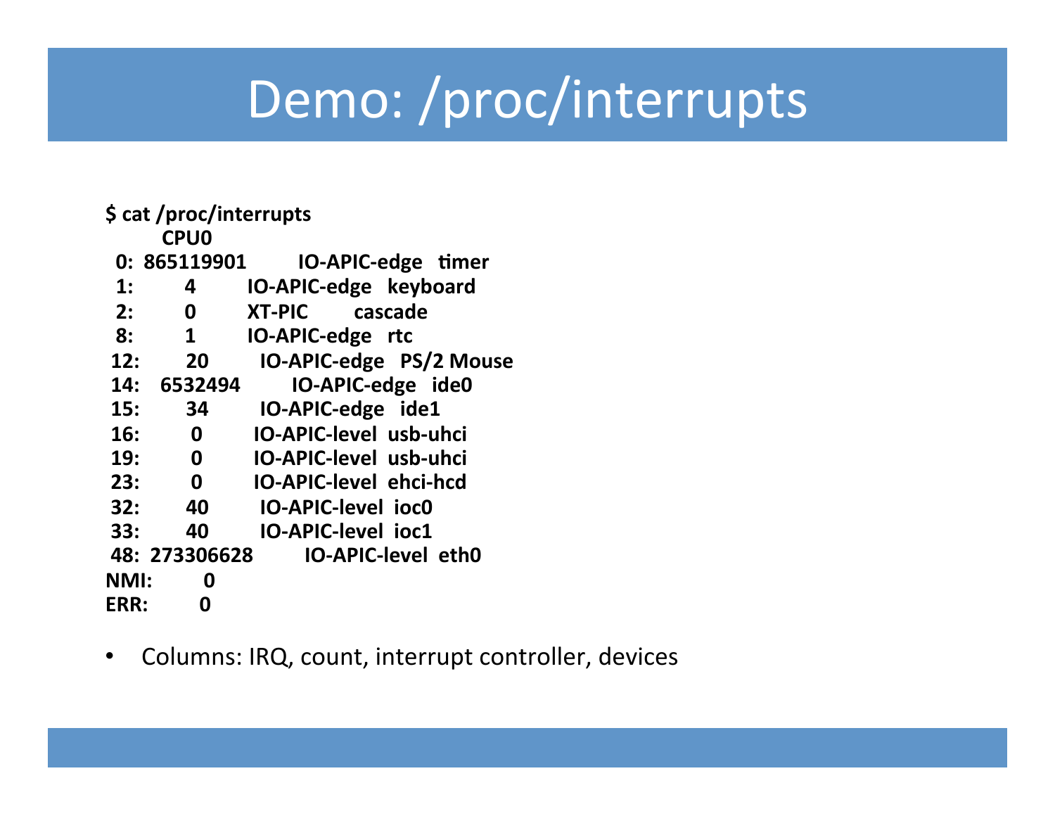# Demo: /proc/interrupts

```
$ cat /proc/interrupts
           CPU0
  0: 865119901    IO-APIC-edge   timer
  1:        4     IO-APIC-edge   keyboard
  2:        0     XT-PIC         cascade
  8:        1     IO-APIC-edge   rtc
 12:       20     IO-APIC-edge   PS/2 Mouse
 14:  6532494     IO-APIC-edge   ide0
 15:       34     IO-APIC-edge   ide1
 16:        0     IO-APIC-level  usb-uhci
 19:        0     IO-APIC-level  usb-uhci
 23:        0     IO-APIC-level  ehci-hcd
 32:       40     IO-APIC-level  ioc0
 33:       40     IO-APIC-level  ioc1
 48: 273306628    IO-APIC-level  eth0
NMI:        0
ERR:        0
```

- Columns: IRQ, count, interrupt controller, devices